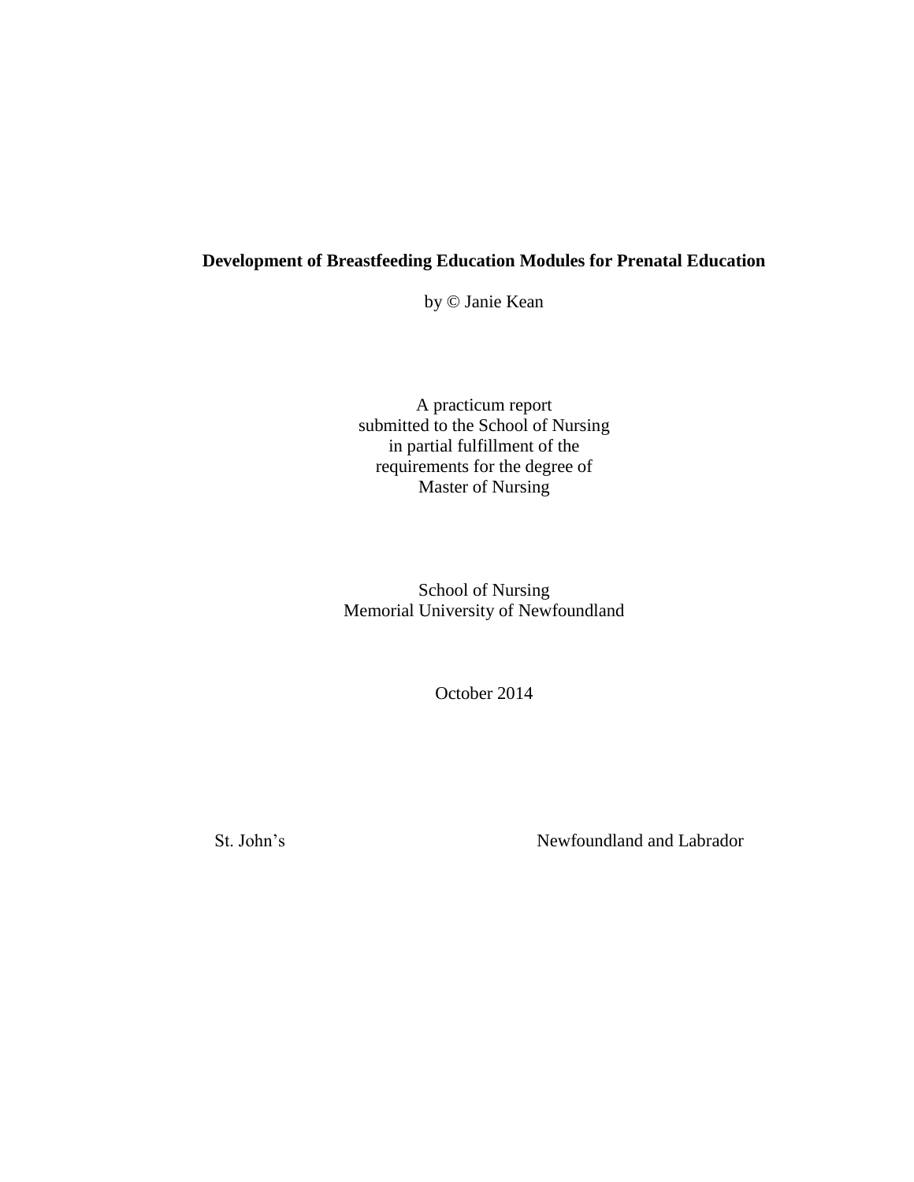# Development of Breastfeeding Education Modules for Prenatal Education

by © Janie Kean

A practicum report
submitted to the School of Nursing
in partial fulfillment of the
requirements for the degree of
Master of Nursing

School of Nursing
Memorial University of Newfoundland

October 2014

St. John's Newfoundland and Labrador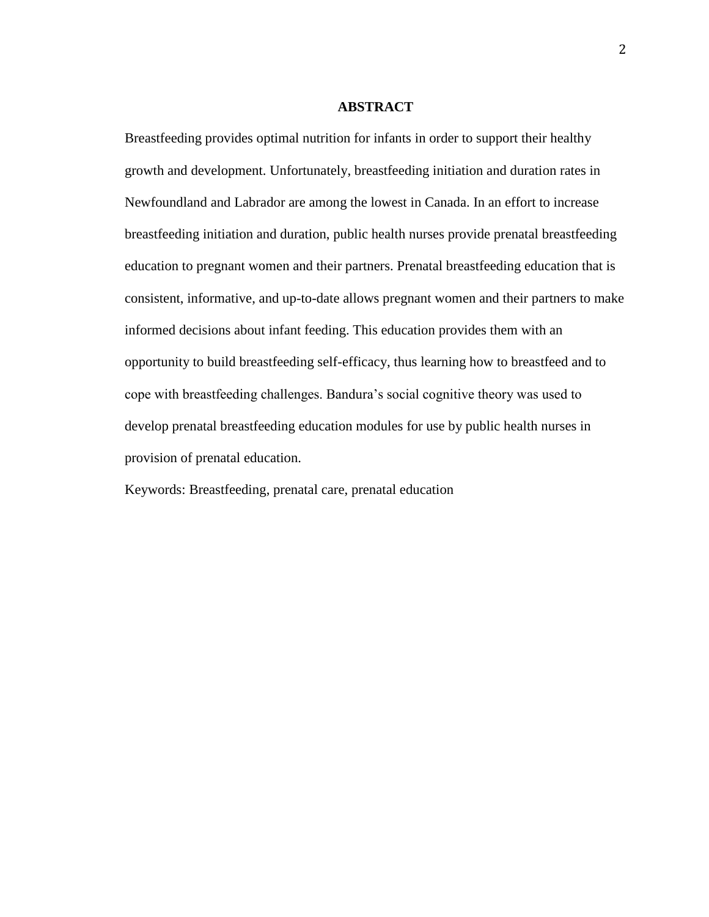# ABSTRACT

Breastfeeding provides optimal nutrition for infants in order to support their healthy growth and development. Unfortunately, breastfeeding initiation and duration rates in Newfoundland and Labrador are among the lowest in Canada. In an effort to increase breastfeeding initiation and duration, public health nurses provide prenatal breastfeeding education to pregnant women and their partners. Prenatal breastfeeding education that is consistent, informative, and up-to-date allows pregnant women and their partners to make informed decisions about infant feeding. This education provides them with an opportunity to build breastfeeding self-efficacy, thus learning how to breastfeed and to cope with breastfeeding challenges. Bandura's social cognitive theory was used to develop prenatal breastfeeding education modules for use by public health nurses in provision of prenatal education.

Keywords: Breastfeeding, prenatal care, prenatal education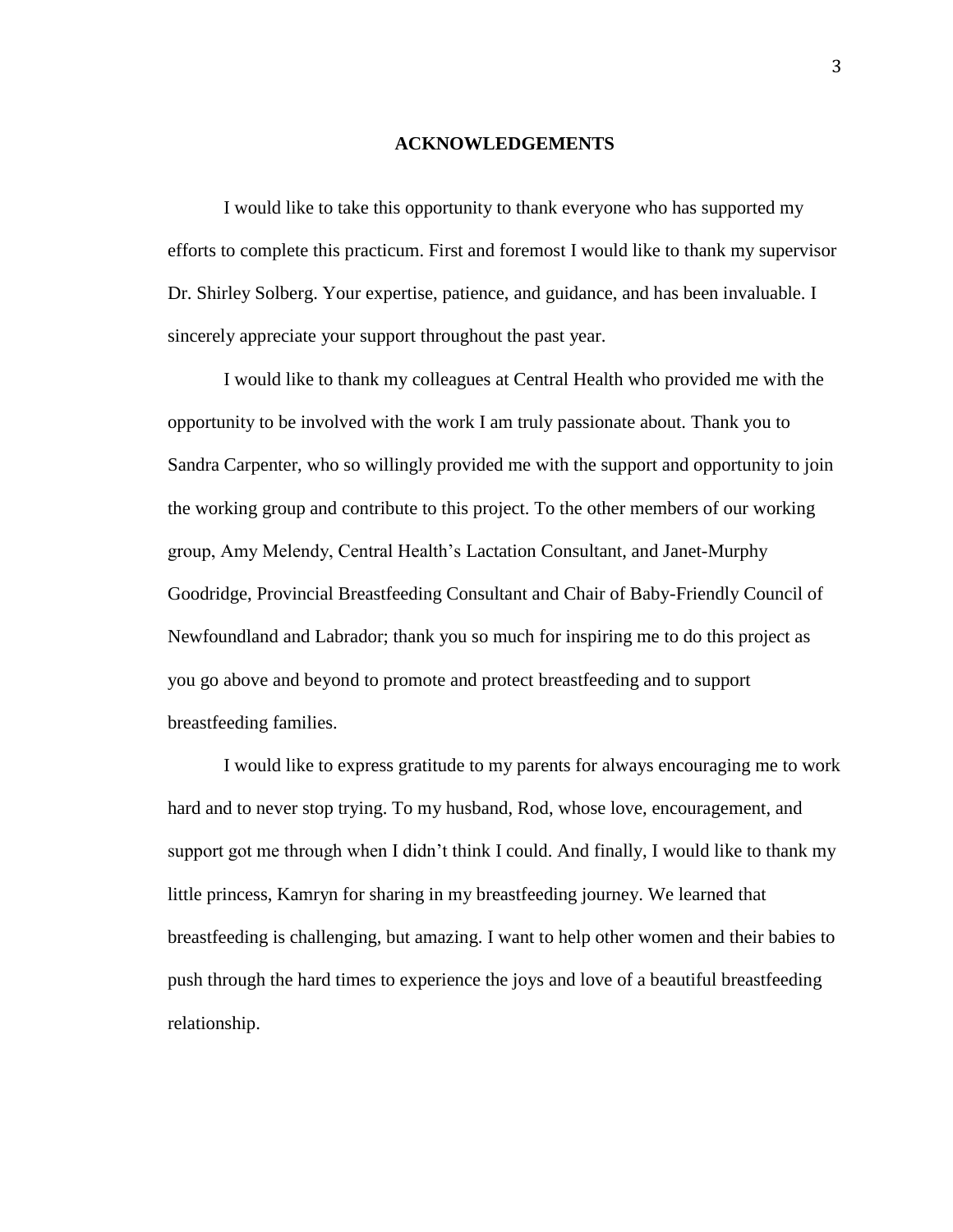**ACKNOWLEDGEMENTS**

I would like to take this opportunity to thank everyone who has supported my efforts to complete this practicum. First and foremost I would like to thank my supervisor Dr. Shirley Solberg. Your expertise, patience, and guidance, and has been invaluable. I sincerely appreciate your support throughout the past year.

I would like to thank my colleagues at Central Health who provided me with the opportunity to be involved with the work I am truly passionate about. Thank you to Sandra Carpenter, who so willingly provided me with the support and opportunity to join the working group and contribute to this project. To the other members of our working group, Amy Melendy, Central Health's Lactation Consultant, and Janet-Murphy Goodridge, Provincial Breastfeeding Consultant and Chair of Baby-Friendly Council of Newfoundland and Labrador; thank you so much for inspiring me to do this project as you go above and beyond to promote and protect breastfeeding and to support breastfeeding families.

I would like to express gratitude to my parents for always encouraging me to work hard and to never stop trying. To my husband, Rod, whose love, encouragement, and support got me through when I didn't think I could. And finally, I would like to thank my little princess, Kamryn for sharing in my breastfeeding journey. We learned that breastfeeding is challenging, but amazing. I want to help other women and their babies to push through the hard times to experience the joys and love of a beautiful breastfeeding relationship.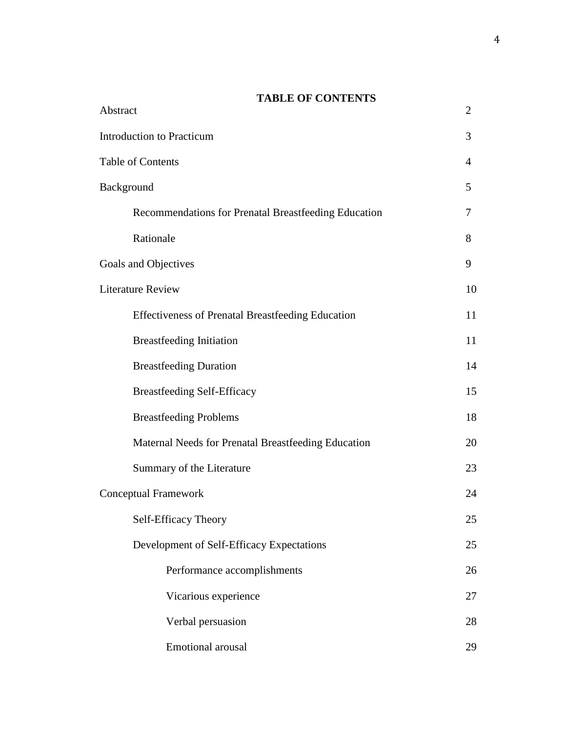**TABLE OF CONTENTS**

| | |
|---|---|
| Abstract | 2 |
| Introduction to Practicum | 3 |
| Table of Contents | 4 |
| Background | 5 |
| &nbsp;&nbsp;&nbsp;&nbsp;Recommendations for Prenatal Breastfeeding Education | 7 |
| &nbsp;&nbsp;&nbsp;&nbsp;Rationale | 8 |
| Goals and Objectives | 9 |
| Literature Review | 10 |
| &nbsp;&nbsp;&nbsp;&nbsp;Effectiveness of Prenatal Breastfeeding Education | 11 |
| &nbsp;&nbsp;&nbsp;&nbsp;Breastfeeding Initiation | 11 |
| &nbsp;&nbsp;&nbsp;&nbsp;Breastfeeding Duration | 14 |
| &nbsp;&nbsp;&nbsp;&nbsp;Breastfeeding Self-Efficacy | 15 |
| &nbsp;&nbsp;&nbsp;&nbsp;Breastfeeding Problems | 18 |
| &nbsp;&nbsp;&nbsp;&nbsp;Maternal Needs for Prenatal Breastfeeding Education | 20 |
| &nbsp;&nbsp;&nbsp;&nbsp;Summary of the Literature | 23 |
| Conceptual Framework | 24 |
| &nbsp;&nbsp;&nbsp;&nbsp;Self-Efficacy Theory | 25 |
| &nbsp;&nbsp;&nbsp;&nbsp;Development of Self-Efficacy Expectations | 25 |
| &nbsp;&nbsp;&nbsp;&nbsp;&nbsp;&nbsp;&nbsp;&nbsp;Performance accomplishments | 26 |
| &nbsp;&nbsp;&nbsp;&nbsp;&nbsp;&nbsp;&nbsp;&nbsp;Vicarious experience | 27 |
| &nbsp;&nbsp;&nbsp;&nbsp;&nbsp;&nbsp;&nbsp;&nbsp;Verbal persuasion | 28 |
| &nbsp;&nbsp;&nbsp;&nbsp;&nbsp;&nbsp;&nbsp;&nbsp;Emotional arousal | 29 |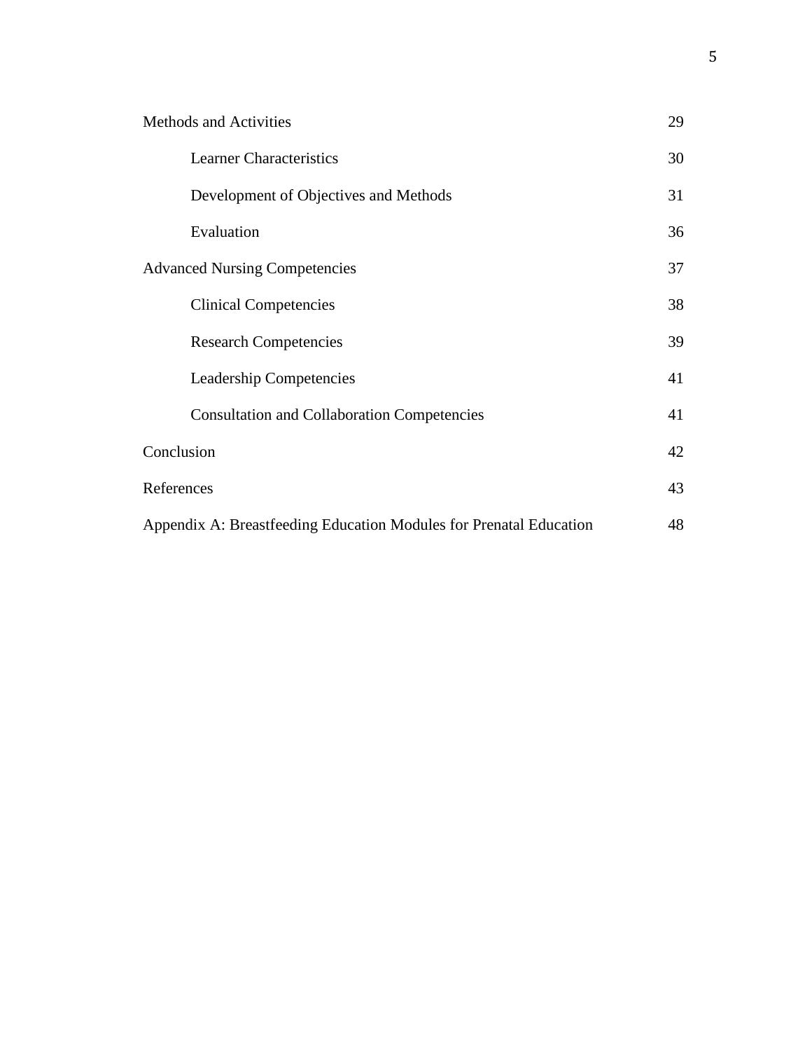| | |
|---|---|
| Methods and Activities | 29 |
| Learner Characteristics | 30 |
| Development of Objectives and Methods | 31 |
| Evaluation | 36 |
| Advanced Nursing Competencies | 37 |
| Clinical Competencies | 38 |
| Research Competencies | 39 |
| Leadership Competencies | 41 |
| Consultation and Collaboration Competencies | 41 |
| Conclusion | 42 |
| References | 43 |
| Appendix A: Breastfeeding Education Modules for Prenatal Education | 48 |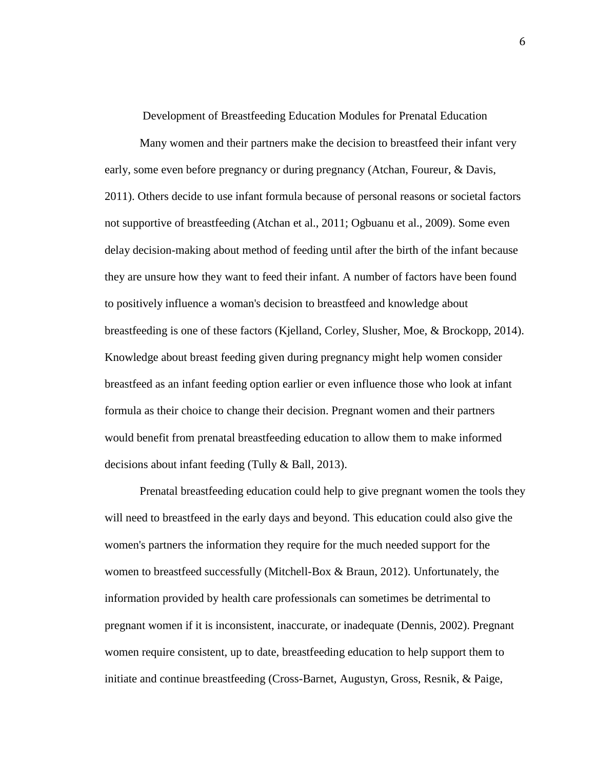# Development of Breastfeeding Education Modules for Prenatal Education

Many women and their partners make the decision to breastfeed their infant very early, some even before pregnancy or during pregnancy (Atchan, Foureur, & Davis, 2011). Others decide to use infant formula because of personal reasons or societal factors not supportive of breastfeeding (Atchan et al., 2011; Ogbuanu et al., 2009). Some even delay decision-making about method of feeding until after the birth of the infant because they are unsure how they want to feed their infant. A number of factors have been found to positively influence a woman's decision to breastfeed and knowledge about breastfeeding is one of these factors (Kjelland, Corley, Slusher, Moe, & Brockopp, 2014). Knowledge about breast feeding given during pregnancy might help women consider breastfeed as an infant feeding option earlier or even influence those who look at infant formula as their choice to change their decision. Pregnant women and their partners would benefit from prenatal breastfeeding education to allow them to make informed decisions about infant feeding (Tully & Ball, 2013).

Prenatal breastfeeding education could help to give pregnant women the tools they will need to breastfeed in the early days and beyond. This education could also give the women's partners the information they require for the much needed support for the women to breastfeed successfully (Mitchell-Box & Braun, 2012). Unfortunately, the information provided by health care professionals can sometimes be detrimental to pregnant women if it is inconsistent, inaccurate, or inadequate (Dennis, 2002). Pregnant women require consistent, up to date, breastfeeding education to help support them to initiate and continue breastfeeding (Cross-Barnet, Augustyn, Gross, Resnik, & Paige,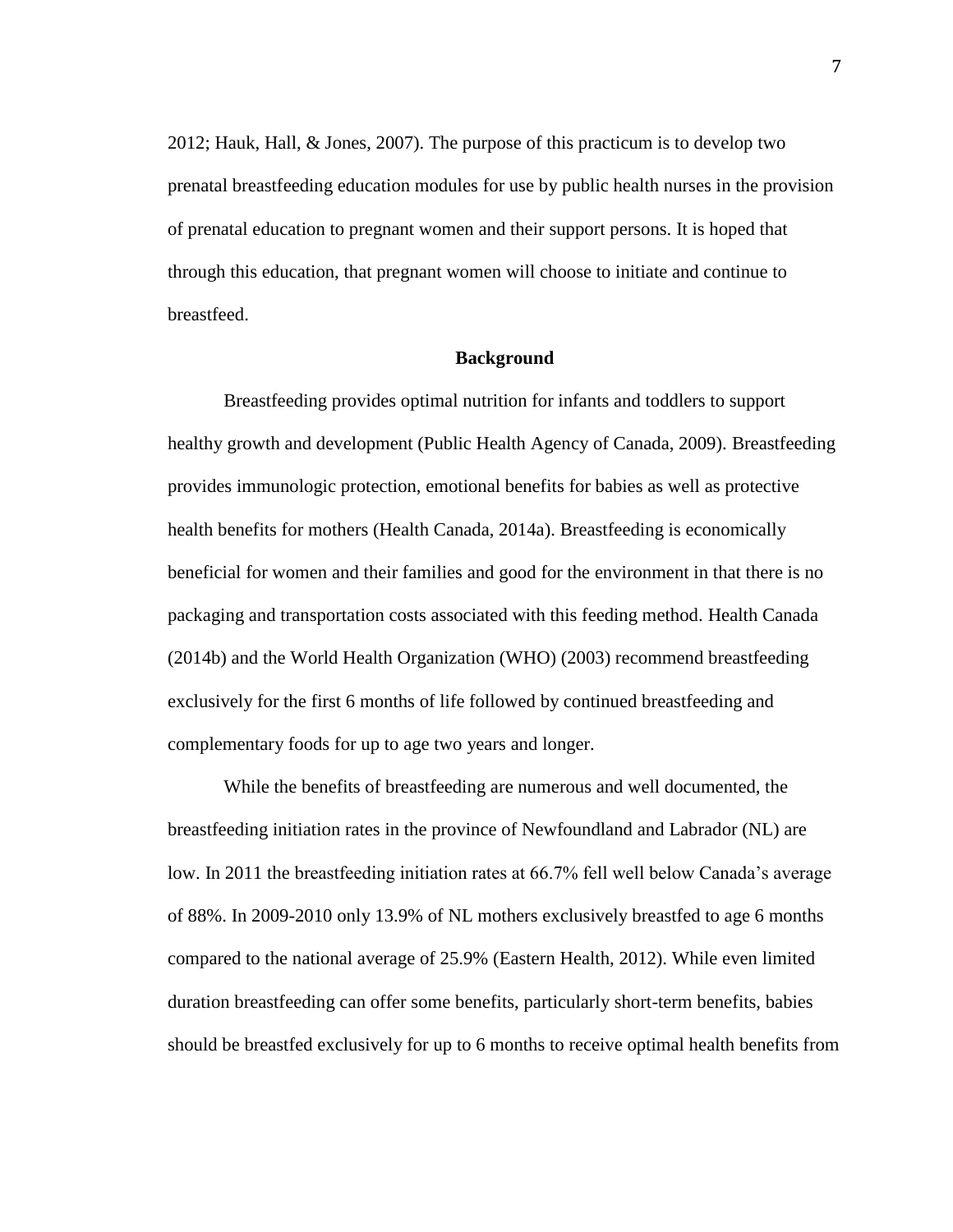2012; Hauk, Hall, & Jones, 2007). The purpose of this practicum is to develop two prenatal breastfeeding education modules for use by public health nurses in the provision of prenatal education to pregnant women and their support persons. It is hoped that through this education, that pregnant women will choose to initiate and continue to breastfeed.

## Background

Breastfeeding provides optimal nutrition for infants and toddlers to support healthy growth and development (Public Health Agency of Canada, 2009). Breastfeeding provides immunologic protection, emotional benefits for babies as well as protective health benefits for mothers (Health Canada, 2014a). Breastfeeding is economically beneficial for women and their families and good for the environment in that there is no packaging and transportation costs associated with this feeding method. Health Canada (2014b) and the World Health Organization (WHO) (2003) recommend breastfeeding exclusively for the first 6 months of life followed by continued breastfeeding and complementary foods for up to age two years and longer.

While the benefits of breastfeeding are numerous and well documented, the breastfeeding initiation rates in the province of Newfoundland and Labrador (NL) are low. In 2011 the breastfeeding initiation rates at 66.7% fell well below Canada's average of 88%. In 2009-2010 only 13.9% of NL mothers exclusively breastfed to age 6 months compared to the national average of 25.9% (Eastern Health, 2012). While even limited duration breastfeeding can offer some benefits, particularly short-term benefits, babies should be breastfed exclusively for up to 6 months to receive optimal health benefits from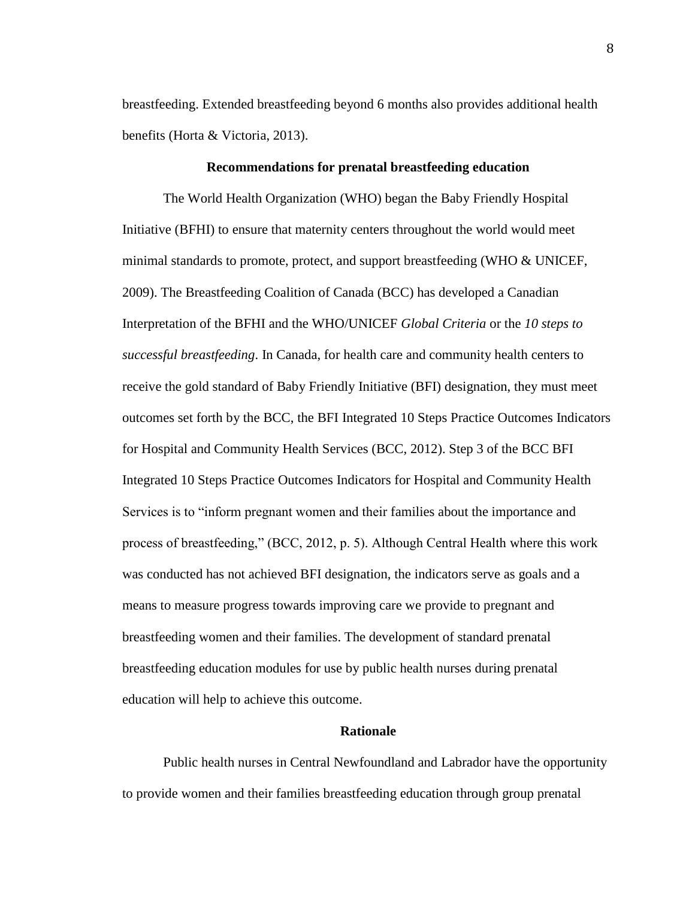breastfeeding. Extended breastfeeding beyond 6 months also provides additional health benefits (Horta & Victoria, 2013).

## Recommendations for prenatal breastfeeding education

The World Health Organization (WHO) began the Baby Friendly Hospital Initiative (BFHI) to ensure that maternity centers throughout the world would meet minimal standards to promote, protect, and support breastfeeding (WHO & UNICEF, 2009). The Breastfeeding Coalition of Canada (BCC) has developed a Canadian Interpretation of the BFHI and the WHO/UNICEF *Global Criteria* or the *10 steps to successful breastfeeding*. In Canada, for health care and community health centers to receive the gold standard of Baby Friendly Initiative (BFI) designation, they must meet outcomes set forth by the BCC, the BFI Integrated 10 Steps Practice Outcomes Indicators for Hospital and Community Health Services (BCC, 2012). Step 3 of the BCC BFI Integrated 10 Steps Practice Outcomes Indicators for Hospital and Community Health Services is to "inform pregnant women and their families about the importance and process of breastfeeding," (BCC, 2012, p. 5). Although Central Health where this work was conducted has not achieved BFI designation, the indicators serve as goals and a means to measure progress towards improving care we provide to pregnant and breastfeeding women and their families. The development of standard prenatal breastfeeding education modules for use by public health nurses during prenatal education will help to achieve this outcome.

## Rationale

Public health nurses in Central Newfoundland and Labrador have the opportunity to provide women and their families breastfeeding education through group prenatal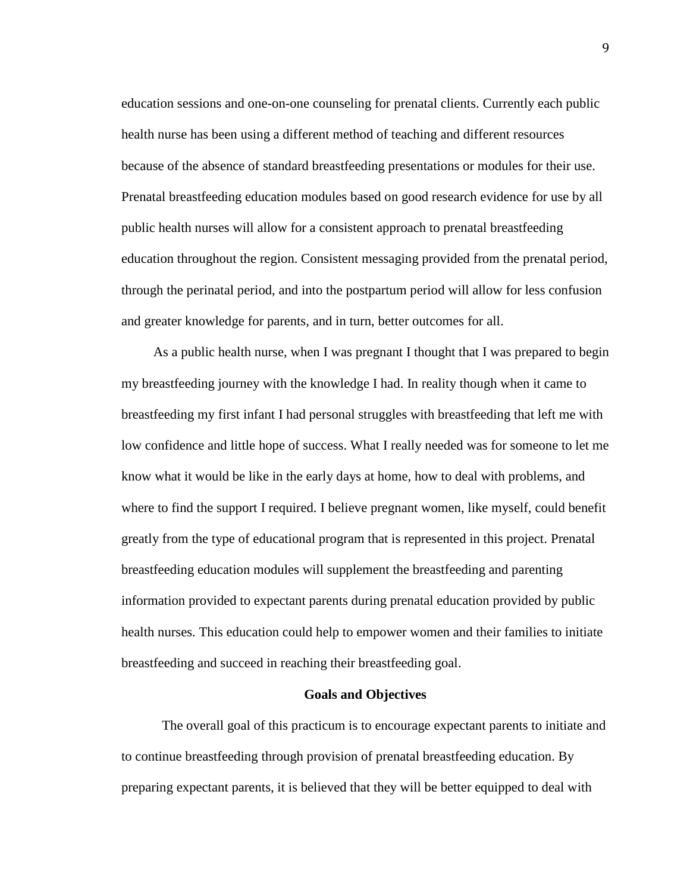education sessions and one-on-one counseling for prenatal clients. Currently each public health nurse has been using a different method of teaching and different resources because of the absence of standard breastfeeding presentations or modules for their use. Prenatal breastfeeding education modules based on good research evidence for use by all public health nurses will allow for a consistent approach to prenatal breastfeeding education throughout the region. Consistent messaging provided from the prenatal period, through the perinatal period, and into the postpartum period will allow for less confusion and greater knowledge for parents, and in turn, better outcomes for all.

As a public health nurse, when I was pregnant I thought that I was prepared to begin my breastfeeding journey with the knowledge I had. In reality though when it came to breastfeeding my first infant I had personal struggles with breastfeeding that left me with low confidence and little hope of success. What I really needed was for someone to let me know what it would be like in the early days at home, how to deal with problems, and where to find the support I required. I believe pregnant women, like myself, could benefit greatly from the type of educational program that is represented in this project. Prenatal breastfeeding education modules will supplement the breastfeeding and parenting information provided to expectant parents during prenatal education provided by public health nurses. This education could help to empower women and their families to initiate breastfeeding and succeed in reaching their breastfeeding goal.

## Goals and Objectives

The overall goal of this practicum is to encourage expectant parents to initiate and to continue breastfeeding through provision of prenatal breastfeeding education. By preparing expectant parents, it is believed that they will be better equipped to deal with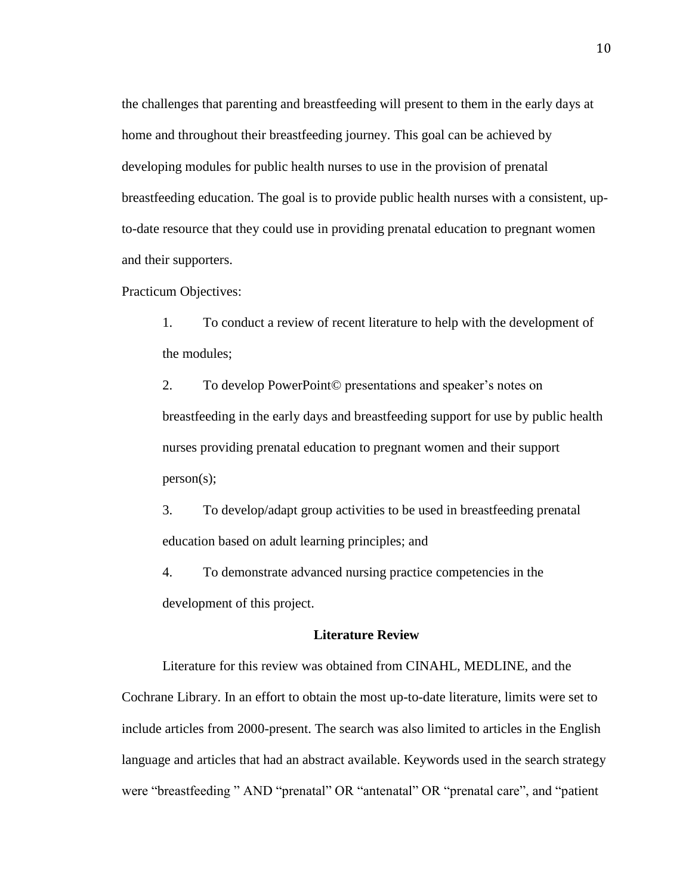the challenges that parenting and breastfeeding will present to them in the early days at home and throughout their breastfeeding journey. This goal can be achieved by developing modules for public health nurses to use in the provision of prenatal breastfeeding education. The goal is to provide public health nurses with a consistent, up-to-date resource that they could use in providing prenatal education to pregnant women and their supporters.

Practicum Objectives:

1. To conduct a review of recent literature to help with the development of the modules;
2. To develop PowerPoint© presentations and speaker's notes on breastfeeding in the early days and breastfeeding support for use by public health nurses providing prenatal education to pregnant women and their support person(s);
3. To develop/adapt group activities to be used in breastfeeding prenatal education based on adult learning principles; and
4. To demonstrate advanced nursing practice competencies in the development of this project.

## Literature Review

Literature for this review was obtained from CINAHL, MEDLINE, and the Cochrane Library. In an effort to obtain the most up-to-date literature, limits were set to include articles from 2000-present. The search was also limited to articles in the English language and articles that had an abstract available. Keywords used in the search strategy were "breastfeeding " AND "prenatal" OR "antenatal" OR "prenatal care", and "patient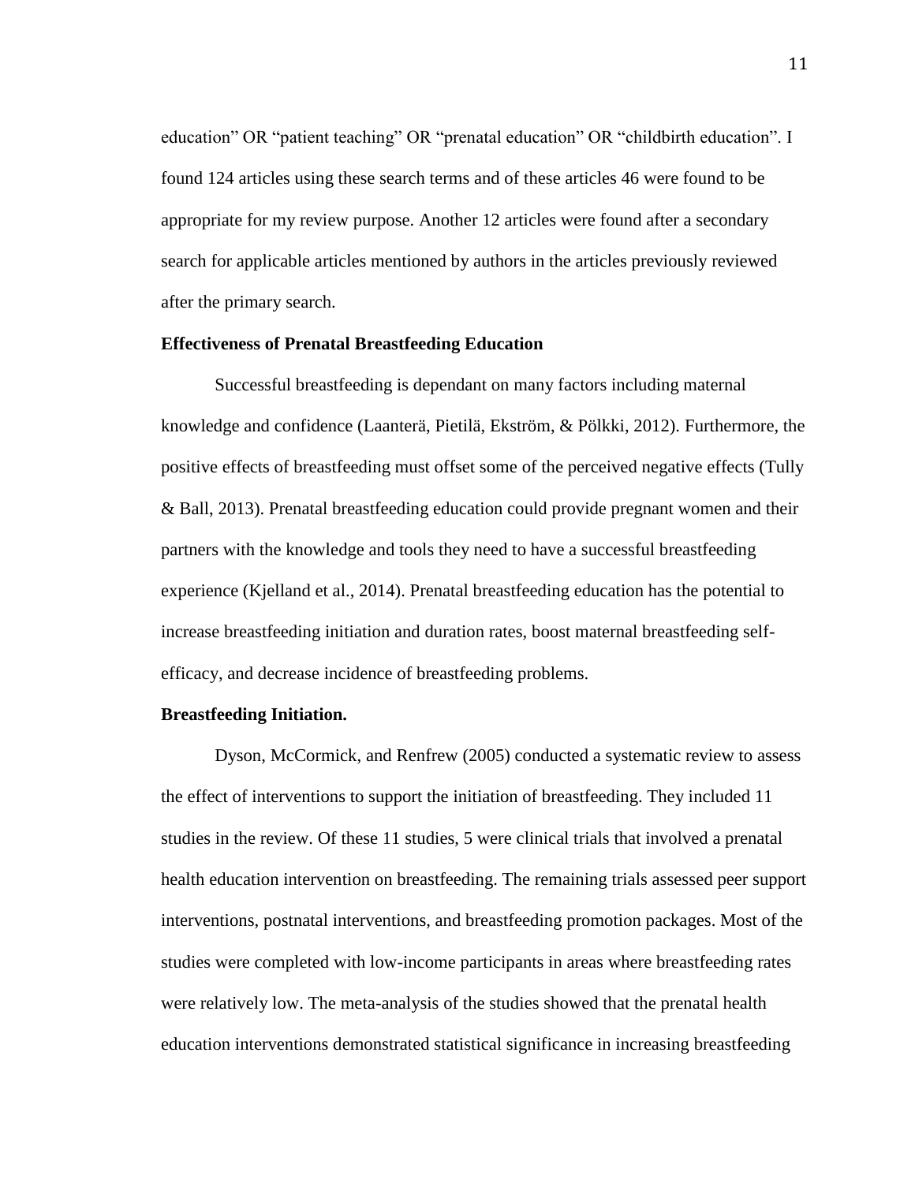education” OR “patient teaching” OR “prenatal education” OR “childbirth education”. I found 124 articles using these search terms and of these articles 46 were found to be appropriate for my review purpose. Another 12 articles were found after a secondary search for applicable articles mentioned by authors in the articles previously reviewed after the primary search.

## Effectiveness of Prenatal Breastfeeding Education

Successful breastfeeding is dependant on many factors including maternal knowledge and confidence (Laanterä, Pietilä, Ekström, & Pölkki, 2012). Furthermore, the positive effects of breastfeeding must offset some of the perceived negative effects (Tully & Ball, 2013). Prenatal breastfeeding education could provide pregnant women and their partners with the knowledge and tools they need to have a successful breastfeeding experience (Kjelland et al., 2014). Prenatal breastfeeding education has the potential to increase breastfeeding initiation and duration rates, boost maternal breastfeeding self-efficacy, and decrease incidence of breastfeeding problems.

### Breastfeeding Initiation.

Dyson, McCormick, and Renfrew (2005) conducted a systematic review to assess the effect of interventions to support the initiation of breastfeeding. They included 11 studies in the review. Of these 11 studies, 5 were clinical trials that involved a prenatal health education intervention on breastfeeding. The remaining trials assessed peer support interventions, postnatal interventions, and breastfeeding promotion packages. Most of the studies were completed with low-income participants in areas where breastfeeding rates were relatively low. The meta-analysis of the studies showed that the prenatal health education interventions demonstrated statistical significance in increasing breastfeeding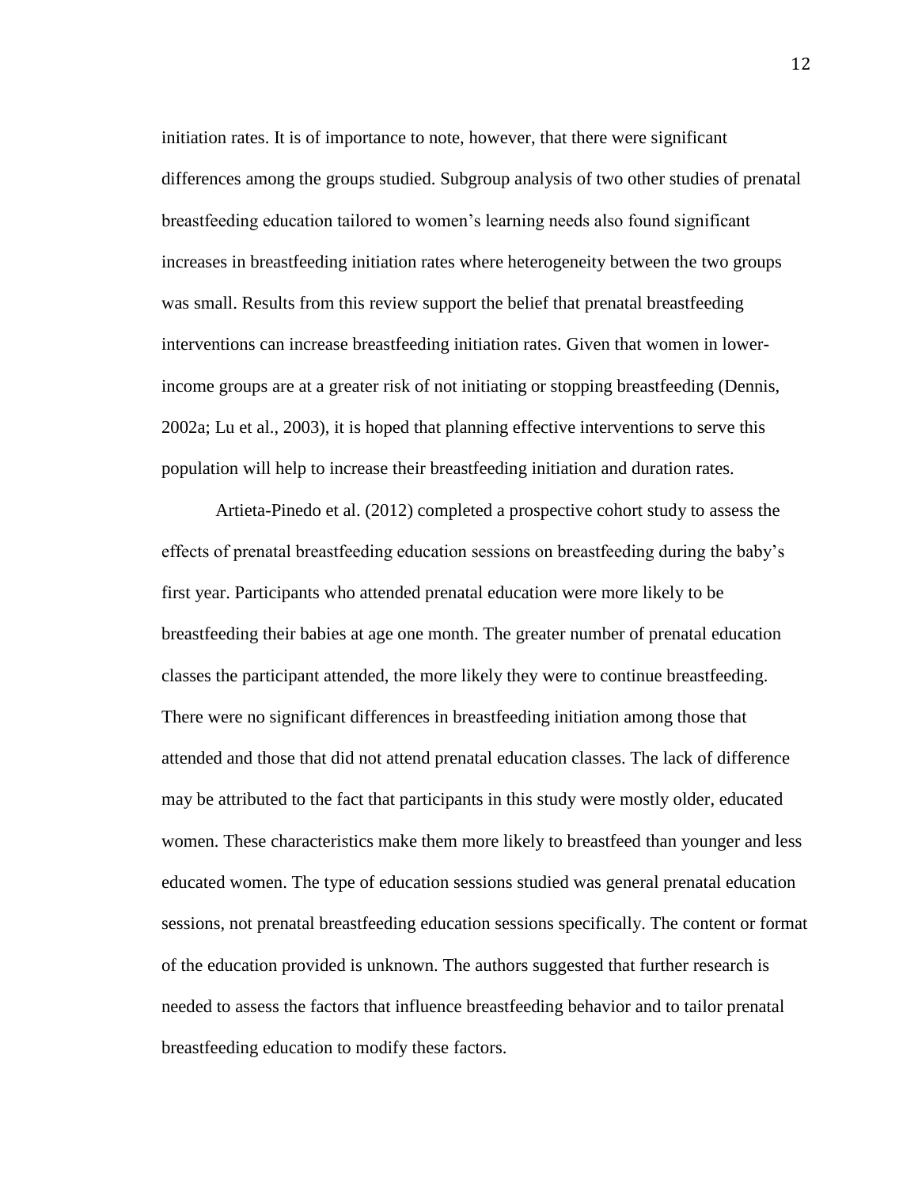initiation rates. It is of importance to note, however, that there were significant differences among the groups studied. Subgroup analysis of two other studies of prenatal breastfeeding education tailored to women's learning needs also found significant increases in breastfeeding initiation rates where heterogeneity between the two groups was small. Results from this review support the belief that prenatal breastfeeding interventions can increase breastfeeding initiation rates. Given that women in lower-income groups are at a greater risk of not initiating or stopping breastfeeding (Dennis, 2002a; Lu et al., 2003), it is hoped that planning effective interventions to serve this population will help to increase their breastfeeding initiation and duration rates.

Artieta-Pinedo et al. (2012) completed a prospective cohort study to assess the effects of prenatal breastfeeding education sessions on breastfeeding during the baby's first year. Participants who attended prenatal education were more likely to be breastfeeding their babies at age one month. The greater number of prenatal education classes the participant attended, the more likely they were to continue breastfeeding. There were no significant differences in breastfeeding initiation among those that attended and those that did not attend prenatal education classes. The lack of difference may be attributed to the fact that participants in this study were mostly older, educated women. These characteristics make them more likely to breastfeed than younger and less educated women. The type of education sessions studied was general prenatal education sessions, not prenatal breastfeeding education sessions specifically. The content or format of the education provided is unknown. The authors suggested that further research is needed to assess the factors that influence breastfeeding behavior and to tailor prenatal breastfeeding education to modify these factors.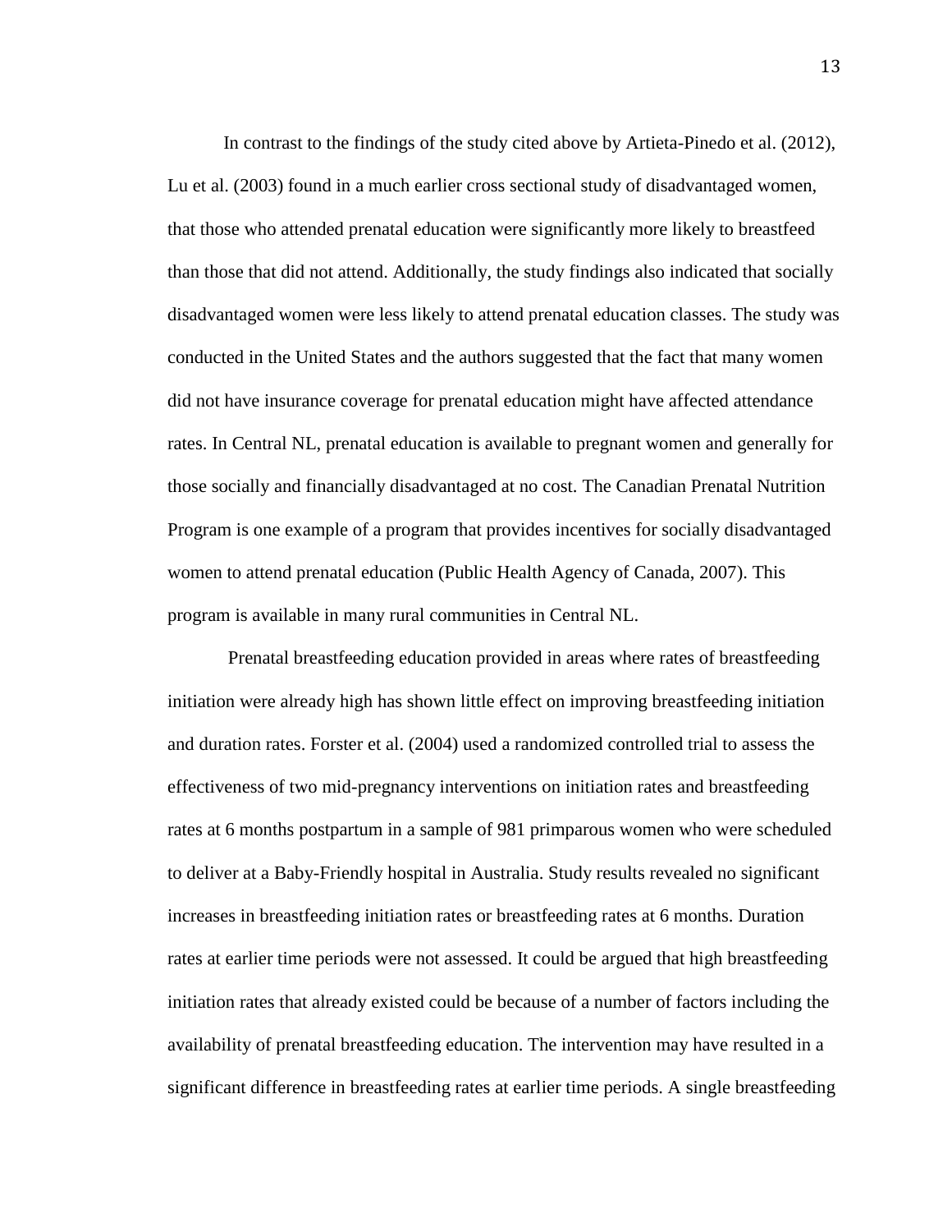In contrast to the findings of the study cited above by Artieta-Pinedo et al. (2012), Lu et al. (2003) found in a much earlier cross sectional study of disadvantaged women, that those who attended prenatal education were significantly more likely to breastfeed than those that did not attend. Additionally, the study findings also indicated that socially disadvantaged women were less likely to attend prenatal education classes. The study was conducted in the United States and the authors suggested that the fact that many women did not have insurance coverage for prenatal education might have affected attendance rates. In Central NL, prenatal education is available to pregnant women and generally for those socially and financially disadvantaged at no cost. The Canadian Prenatal Nutrition Program is one example of a program that provides incentives for socially disadvantaged women to attend prenatal education (Public Health Agency of Canada, 2007). This program is available in many rural communities in Central NL.

Prenatal breastfeeding education provided in areas where rates of breastfeeding initiation were already high has shown little effect on improving breastfeeding initiation and duration rates. Forster et al. (2004) used a randomized controlled trial to assess the effectiveness of two mid-pregnancy interventions on initiation rates and breastfeeding rates at 6 months postpartum in a sample of 981 primparous women who were scheduled to deliver at a Baby-Friendly hospital in Australia. Study results revealed no significant increases in breastfeeding initiation rates or breastfeeding rates at 6 months. Duration rates at earlier time periods were not assessed. It could be argued that high breastfeeding initiation rates that already existed could be because of a number of factors including the availability of prenatal breastfeeding education. The intervention may have resulted in a significant difference in breastfeeding rates at earlier time periods. A single breastfeeding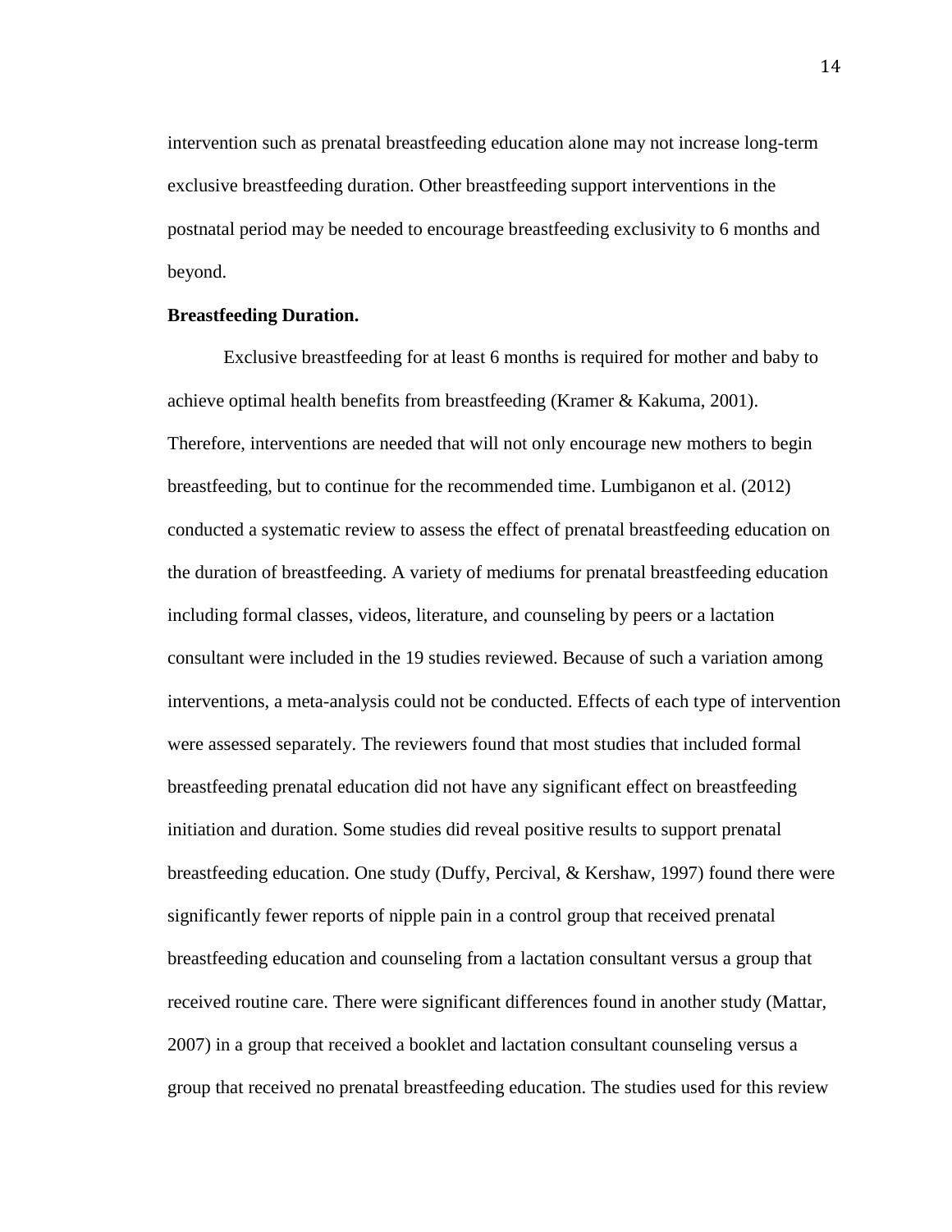intervention such as prenatal breastfeeding education alone may not increase long-term exclusive breastfeeding duration. Other breastfeeding support interventions in the postnatal period may be needed to encourage breastfeeding exclusivity to 6 months and beyond.

**Breastfeeding Duration.**

Exclusive breastfeeding for at least 6 months is required for mother and baby to achieve optimal health benefits from breastfeeding (Kramer & Kakuma, 2001). Therefore, interventions are needed that will not only encourage new mothers to begin breastfeeding, but to continue for the recommended time. Lumbiganon et al. (2012) conducted a systematic review to assess the effect of prenatal breastfeeding education on the duration of breastfeeding. A variety of mediums for prenatal breastfeeding education including formal classes, videos, literature, and counseling by peers or a lactation consultant were included in the 19 studies reviewed. Because of such a variation among interventions, a meta-analysis could not be conducted. Effects of each type of intervention were assessed separately. The reviewers found that most studies that included formal breastfeeding prenatal education did not have any significant effect on breastfeeding initiation and duration. Some studies did reveal positive results to support prenatal breastfeeding education. One study (Duffy, Percival, & Kershaw, 1997) found there were significantly fewer reports of nipple pain in a control group that received prenatal breastfeeding education and counseling from a lactation consultant versus a group that received routine care. There were significant differences found in another study (Mattar, 2007) in a group that received a booklet and lactation consultant counseling versus a group that received no prenatal breastfeeding education. The studies used for this review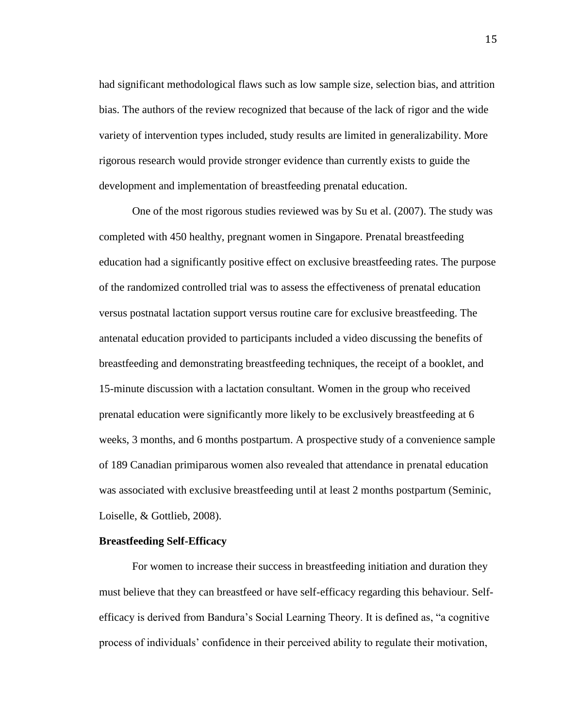had significant methodological flaws such as low sample size, selection bias, and attrition bias. The authors of the review recognized that because of the lack of rigor and the wide variety of intervention types included, study results are limited in generalizability. More rigorous research would provide stronger evidence than currently exists to guide the development and implementation of breastfeeding prenatal education.

One of the most rigorous studies reviewed was by Su et al. (2007). The study was completed with 450 healthy, pregnant women in Singapore. Prenatal breastfeeding education had a significantly positive effect on exclusive breastfeeding rates. The purpose of the randomized controlled trial was to assess the effectiveness of prenatal education versus postnatal lactation support versus routine care for exclusive breastfeeding. The antenatal education provided to participants included a video discussing the benefits of breastfeeding and demonstrating breastfeeding techniques, the receipt of a booklet, and 15-minute discussion with a lactation consultant. Women in the group who received prenatal education were significantly more likely to be exclusively breastfeeding at 6 weeks, 3 months, and 6 months postpartum. A prospective study of a convenience sample of 189 Canadian primiparous women also revealed that attendance in prenatal education was associated with exclusive breastfeeding until at least 2 months postpartum (Seminic, Loiselle, & Gottlieb, 2008).

**Breastfeeding Self-Efficacy**

For women to increase their success in breastfeeding initiation and duration they must believe that they can breastfeed or have self-efficacy regarding this behaviour. Self-efficacy is derived from Bandura's Social Learning Theory. It is defined as, "a cognitive process of individuals' confidence in their perceived ability to regulate their motivation,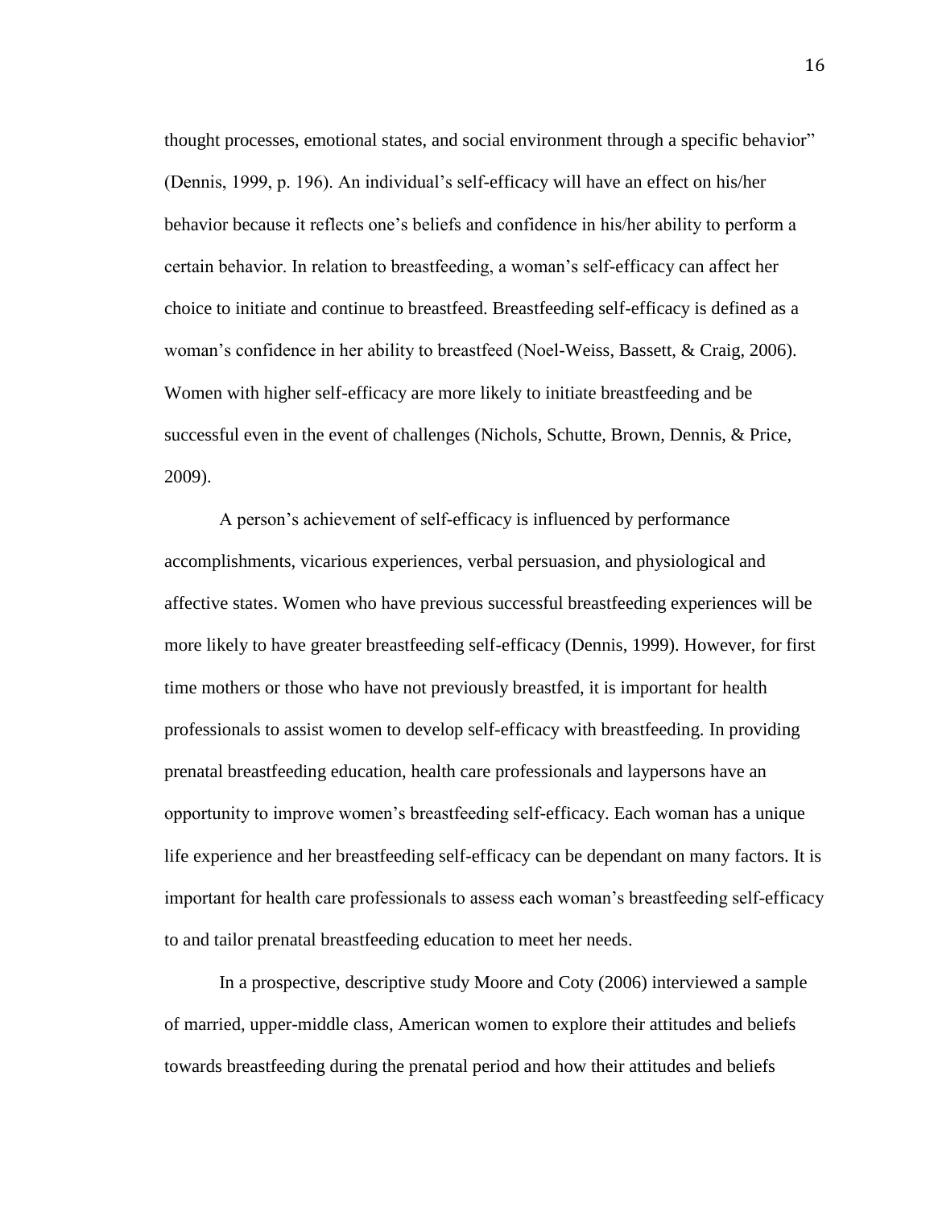thought processes, emotional states, and social environment through a specific behavior" (Dennis, 1999, p. 196). An individual's self-efficacy will have an effect on his/her behavior because it reflects one's beliefs and confidence in his/her ability to perform a certain behavior. In relation to breastfeeding, a woman's self-efficacy can affect her choice to initiate and continue to breastfeed. Breastfeeding self-efficacy is defined as a woman's confidence in her ability to breastfeed (Noel-Weiss, Bassett, & Craig, 2006). Women with higher self-efficacy are more likely to initiate breastfeeding and be successful even in the event of challenges (Nichols, Schutte, Brown, Dennis, & Price, 2009).

A person's achievement of self-efficacy is influenced by performance accomplishments, vicarious experiences, verbal persuasion, and physiological and affective states. Women who have previous successful breastfeeding experiences will be more likely to have greater breastfeeding self-efficacy (Dennis, 1999). However, for first time mothers or those who have not previously breastfed, it is important for health professionals to assist women to develop self-efficacy with breastfeeding. In providing prenatal breastfeeding education, health care professionals and laypersons have an opportunity to improve women's breastfeeding self-efficacy. Each woman has a unique life experience and her breastfeeding self-efficacy can be dependant on many factors. It is important for health care professionals to assess each woman's breastfeeding self-efficacy to and tailor prenatal breastfeeding education to meet her needs.

In a prospective, descriptive study Moore and Coty (2006) interviewed a sample of married, upper-middle class, American women to explore their attitudes and beliefs towards breastfeeding during the prenatal period and how their attitudes and beliefs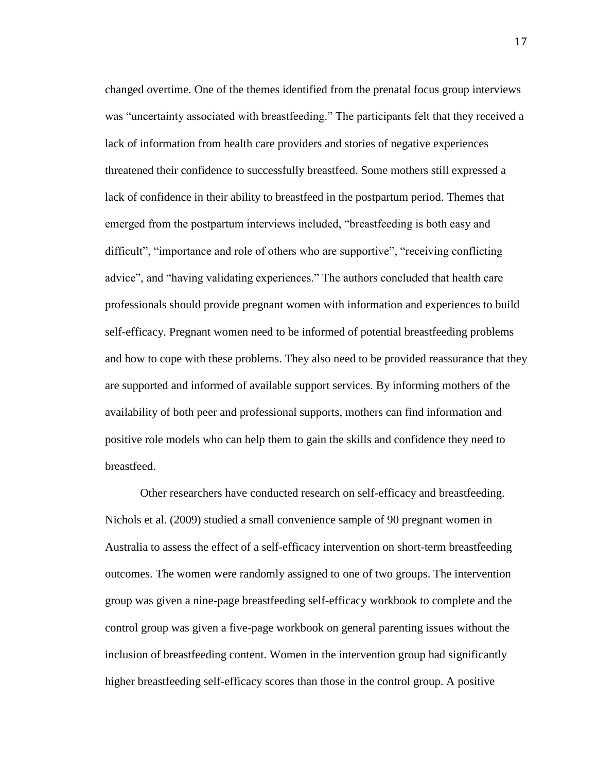changed overtime. One of the themes identified from the prenatal focus group interviews was "uncertainty associated with breastfeeding." The participants felt that they received a lack of information from health care providers and stories of negative experiences threatened their confidence to successfully breastfeed. Some mothers still expressed a lack of confidence in their ability to breastfeed in the postpartum period. Themes that emerged from the postpartum interviews included, "breastfeeding is both easy and difficult", "importance and role of others who are supportive", "receiving conflicting advice", and "having validating experiences." The authors concluded that health care professionals should provide pregnant women with information and experiences to build self-efficacy. Pregnant women need to be informed of potential breastfeeding problems and how to cope with these problems. They also need to be provided reassurance that they are supported and informed of available support services. By informing mothers of the availability of both peer and professional supports, mothers can find information and positive role models who can help them to gain the skills and confidence they need to breastfeed.

Other researchers have conducted research on self-efficacy and breastfeeding. Nichols et al. (2009) studied a small convenience sample of 90 pregnant women in Australia to assess the effect of a self-efficacy intervention on short-term breastfeeding outcomes. The women were randomly assigned to one of two groups. The intervention group was given a nine-page breastfeeding self-efficacy workbook to complete and the control group was given a five-page workbook on general parenting issues without the inclusion of breastfeeding content. Women in the intervention group had significantly higher breastfeeding self-efficacy scores than those in the control group. A positive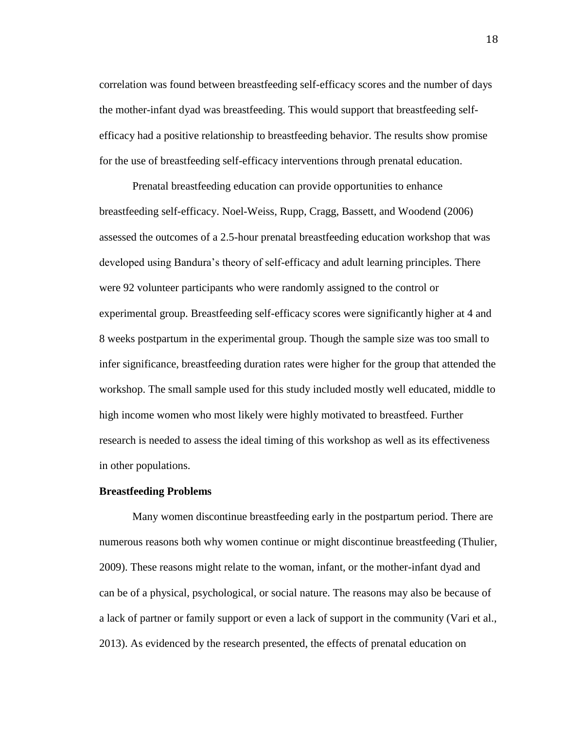correlation was found between breastfeeding self-efficacy scores and the number of days the mother-infant dyad was breastfeeding. This would support that breastfeeding self-efficacy had a positive relationship to breastfeeding behavior. The results show promise for the use of breastfeeding self-efficacy interventions through prenatal education.

Prenatal breastfeeding education can provide opportunities to enhance breastfeeding self-efficacy. Noel-Weiss, Rupp, Cragg, Bassett, and Woodend (2006) assessed the outcomes of a 2.5-hour prenatal breastfeeding education workshop that was developed using Bandura's theory of self-efficacy and adult learning principles. There were 92 volunteer participants who were randomly assigned to the control or experimental group. Breastfeeding self-efficacy scores were significantly higher at 4 and 8 weeks postpartum in the experimental group. Though the sample size was too small to infer significance, breastfeeding duration rates were higher for the group that attended the workshop. The small sample used for this study included mostly well educated, middle to high income women who most likely were highly motivated to breastfeed. Further research is needed to assess the ideal timing of this workshop as well as its effectiveness in other populations.

**Breastfeeding Problems**

Many women discontinue breastfeeding early in the postpartum period. There are numerous reasons both why women continue or might discontinue breastfeeding (Thulier, 2009). These reasons might relate to the woman, infant, or the mother-infant dyad and can be of a physical, psychological, or social nature. The reasons may also be because of a lack of partner or family support or even a lack of support in the community (Vari et al., 2013). As evidenced by the research presented, the effects of prenatal education on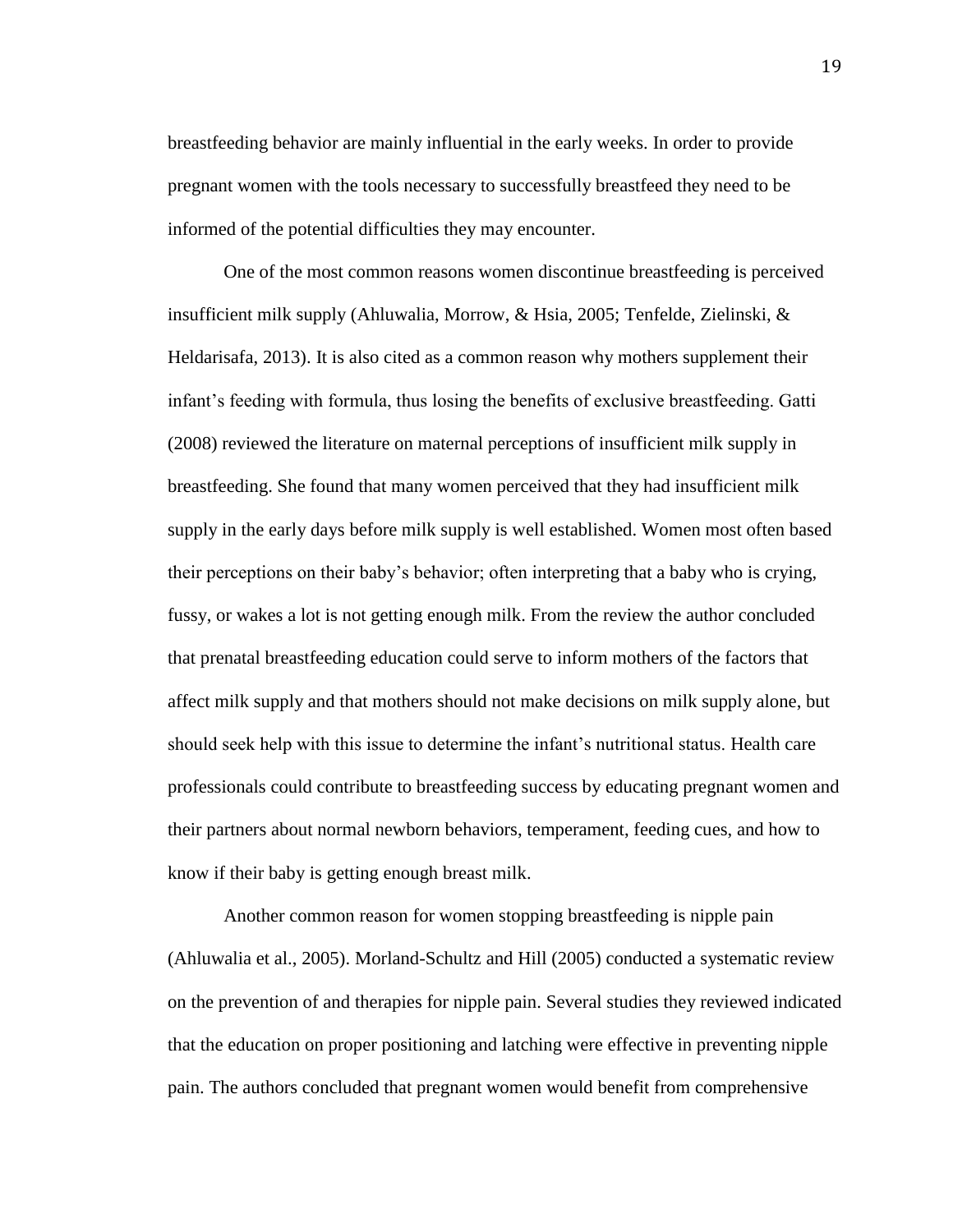breastfeeding behavior are mainly influential in the early weeks. In order to provide pregnant women with the tools necessary to successfully breastfeed they need to be informed of the potential difficulties they may encounter.

One of the most common reasons women discontinue breastfeeding is perceived insufficient milk supply (Ahluwalia, Morrow, & Hsia, 2005; Tenfelde, Zielinski, & Heldarisafa, 2013). It is also cited as a common reason why mothers supplement their infant's feeding with formula, thus losing the benefits of exclusive breastfeeding. Gatti (2008) reviewed the literature on maternal perceptions of insufficient milk supply in breastfeeding. She found that many women perceived that they had insufficient milk supply in the early days before milk supply is well established. Women most often based their perceptions on their baby's behavior; often interpreting that a baby who is crying, fussy, or wakes a lot is not getting enough milk. From the review the author concluded that prenatal breastfeeding education could serve to inform mothers of the factors that affect milk supply and that mothers should not make decisions on milk supply alone, but should seek help with this issue to determine the infant's nutritional status. Health care professionals could contribute to breastfeeding success by educating pregnant women and their partners about normal newborn behaviors, temperament, feeding cues, and how to know if their baby is getting enough breast milk.

Another common reason for women stopping breastfeeding is nipple pain (Ahluwalia et al., 2005). Morland-Schultz and Hill (2005) conducted a systematic review on the prevention of and therapies for nipple pain. Several studies they reviewed indicated that the education on proper positioning and latching were effective in preventing nipple pain. The authors concluded that pregnant women would benefit from comprehensive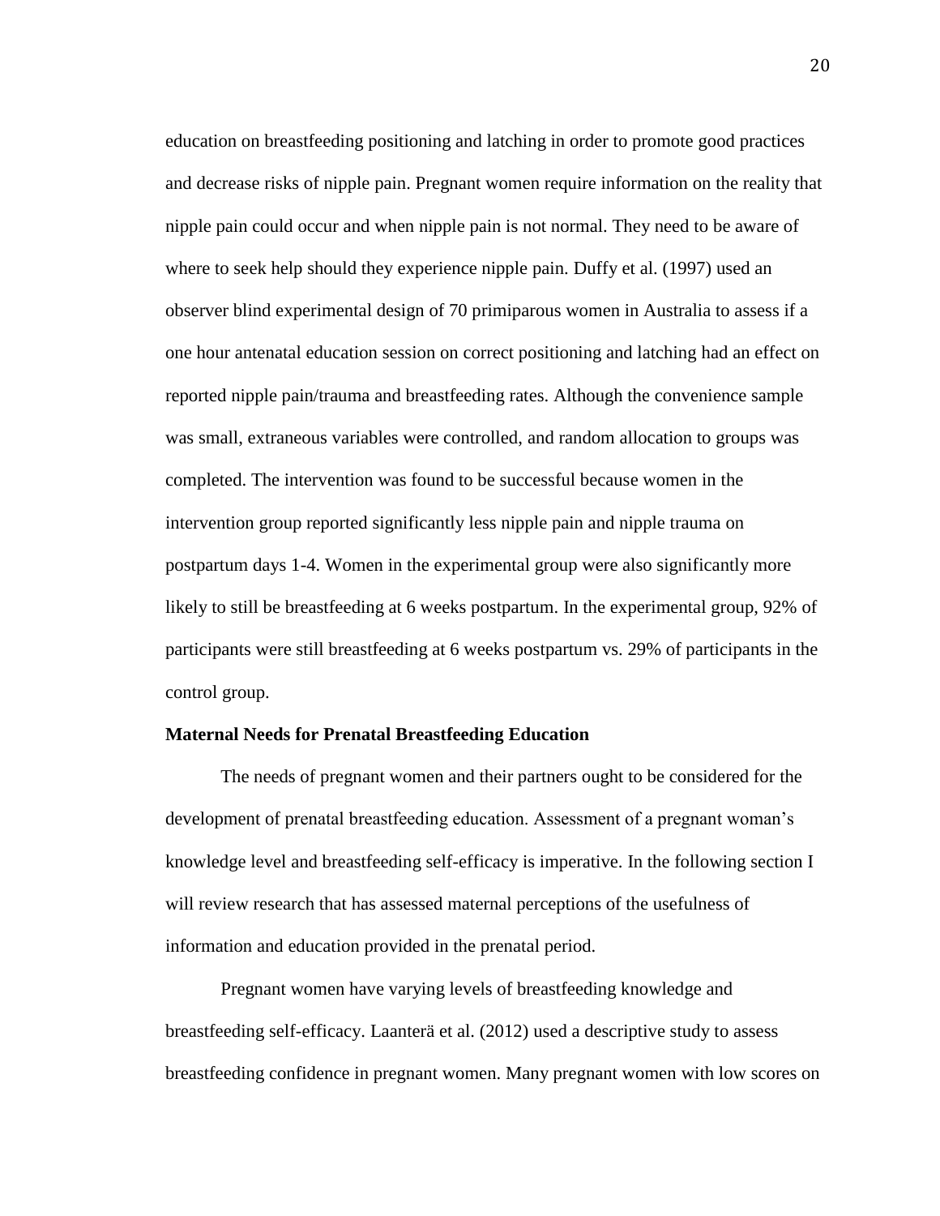education on breastfeeding positioning and latching in order to promote good practices and decrease risks of nipple pain. Pregnant women require information on the reality that nipple pain could occur and when nipple pain is not normal. They need to be aware of where to seek help should they experience nipple pain. Duffy et al. (1997) used an observer blind experimental design of 70 primiparous women in Australia to assess if a one hour antenatal education session on correct positioning and latching had an effect on reported nipple pain/trauma and breastfeeding rates. Although the convenience sample was small, extraneous variables were controlled, and random allocation to groups was completed. The intervention was found to be successful because women in the intervention group reported significantly less nipple pain and nipple trauma on postpartum days 1-4. Women in the experimental group were also significantly more likely to still be breastfeeding at 6 weeks postpartum. In the experimental group, 92% of participants were still breastfeeding at 6 weeks postpartum vs. 29% of participants in the control group.

**Maternal Needs for Prenatal Breastfeeding Education**

The needs of pregnant women and their partners ought to be considered for the development of prenatal breastfeeding education. Assessment of a pregnant woman's knowledge level and breastfeeding self-efficacy is imperative. In the following section I will review research that has assessed maternal perceptions of the usefulness of information and education provided in the prenatal period.

Pregnant women have varying levels of breastfeeding knowledge and breastfeeding self-efficacy. Laanterä et al. (2012) used a descriptive study to assess breastfeeding confidence in pregnant women. Many pregnant women with low scores on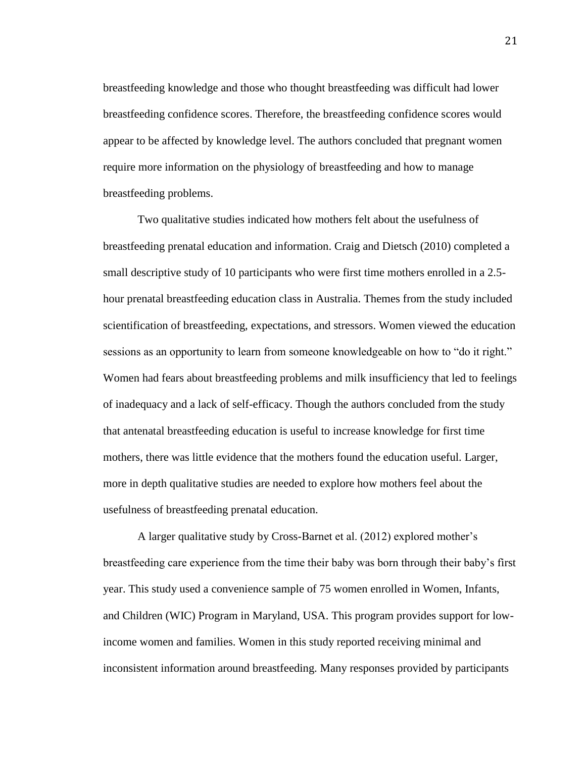breastfeeding knowledge and those who thought breastfeeding was difficult had lower breastfeeding confidence scores. Therefore, the breastfeeding confidence scores would appear to be affected by knowledge level. The authors concluded that pregnant women require more information on the physiology of breastfeeding and how to manage breastfeeding problems.

Two qualitative studies indicated how mothers felt about the usefulness of breastfeeding prenatal education and information. Craig and Dietsch (2010) completed a small descriptive study of 10 participants who were first time mothers enrolled in a 2.5-hour prenatal breastfeeding education class in Australia. Themes from the study included scientification of breastfeeding, expectations, and stressors. Women viewed the education sessions as an opportunity to learn from someone knowledgeable on how to "do it right." Women had fears about breastfeeding problems and milk insufficiency that led to feelings of inadequacy and a lack of self-efficacy. Though the authors concluded from the study that antenatal breastfeeding education is useful to increase knowledge for first time mothers, there was little evidence that the mothers found the education useful. Larger, more in depth qualitative studies are needed to explore how mothers feel about the usefulness of breastfeeding prenatal education.

A larger qualitative study by Cross-Barnet et al. (2012) explored mother's breastfeeding care experience from the time their baby was born through their baby's first year. This study used a convenience sample of 75 women enrolled in Women, Infants, and Children (WIC) Program in Maryland, USA. This program provides support for low-income women and families. Women in this study reported receiving minimal and inconsistent information around breastfeeding. Many responses provided by participants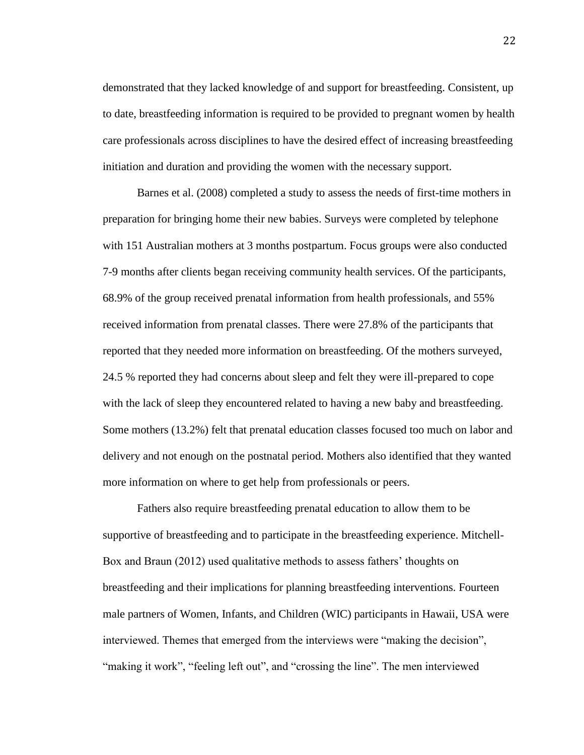demonstrated that they lacked knowledge of and support for breastfeeding. Consistent, up to date, breastfeeding information is required to be provided to pregnant women by health care professionals across disciplines to have the desired effect of increasing breastfeeding initiation and duration and providing the women with the necessary support.

Barnes et al. (2008) completed a study to assess the needs of first-time mothers in preparation for bringing home their new babies. Surveys were completed by telephone with 151 Australian mothers at 3 months postpartum. Focus groups were also conducted 7-9 months after clients began receiving community health services. Of the participants, 68.9% of the group received prenatal information from health professionals, and 55% received information from prenatal classes. There were 27.8% of the participants that reported that they needed more information on breastfeeding. Of the mothers surveyed, 24.5 % reported they had concerns about sleep and felt they were ill-prepared to cope with the lack of sleep they encountered related to having a new baby and breastfeeding. Some mothers (13.2%) felt that prenatal education classes focused too much on labor and delivery and not enough on the postnatal period. Mothers also identified that they wanted more information on where to get help from professionals or peers.

Fathers also require breastfeeding prenatal education to allow them to be supportive of breastfeeding and to participate in the breastfeeding experience. Mitchell-Box and Braun (2012) used qualitative methods to assess fathers' thoughts on breastfeeding and their implications for planning breastfeeding interventions. Fourteen male partners of Women, Infants, and Children (WIC) participants in Hawaii, USA were interviewed. Themes that emerged from the interviews were "making the decision", "making it work", "feeling left out", and "crossing the line". The men interviewed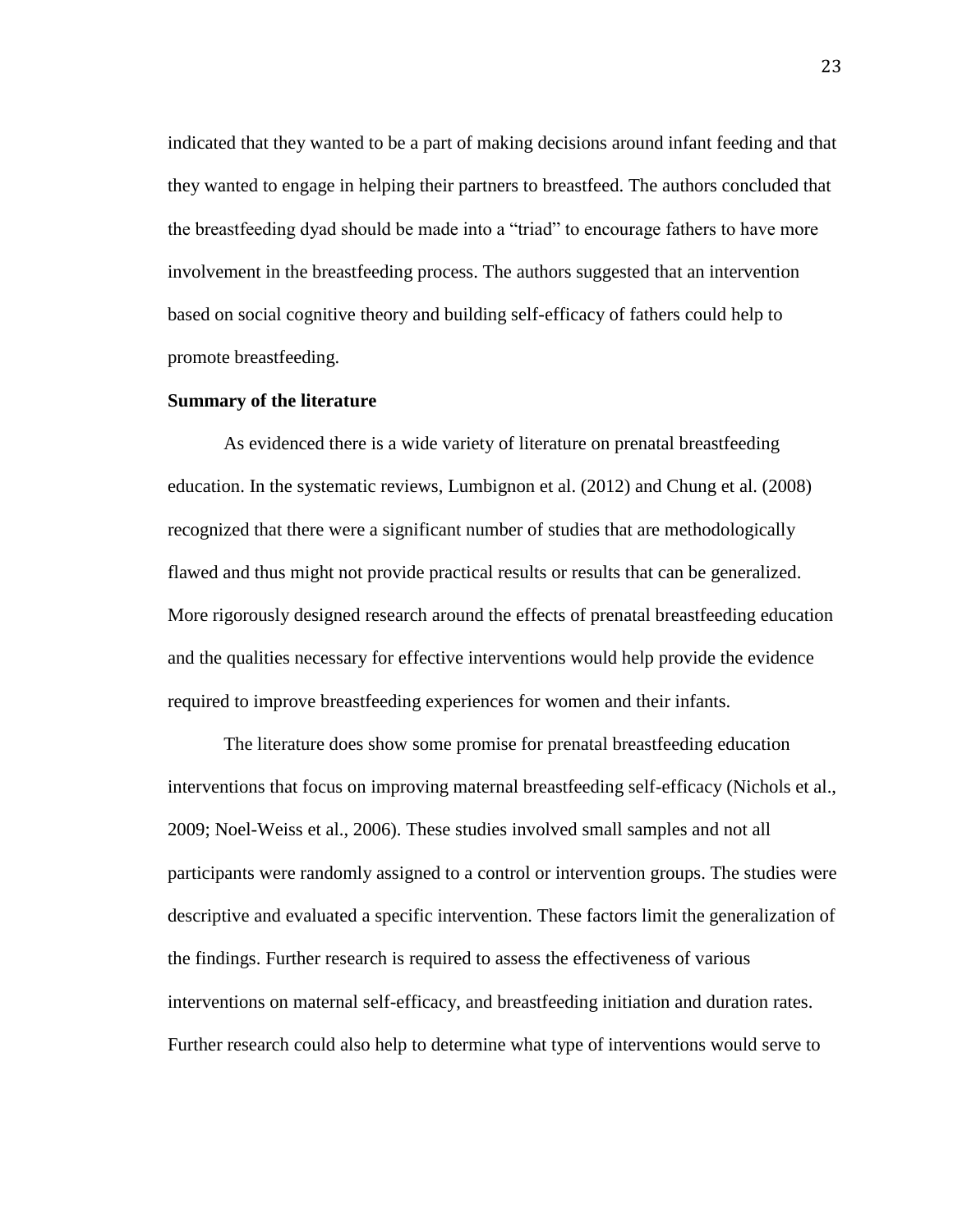indicated that they wanted to be a part of making decisions around infant feeding and that they wanted to engage in helping their partners to breastfeed. The authors concluded that the breastfeeding dyad should be made into a "triad" to encourage fathers to have more involvement in the breastfeeding process. The authors suggested that an intervention based on social cognitive theory and building self-efficacy of fathers could help to promote breastfeeding.

**Summary of the literature**

As evidenced there is a wide variety of literature on prenatal breastfeeding education. In the systematic reviews, Lumbignon et al. (2012) and Chung et al. (2008) recognized that there were a significant number of studies that are methodologically flawed and thus might not provide practical results or results that can be generalized. More rigorously designed research around the effects of prenatal breastfeeding education and the qualities necessary for effective interventions would help provide the evidence required to improve breastfeeding experiences for women and their infants.

The literature does show some promise for prenatal breastfeeding education interventions that focus on improving maternal breastfeeding self-efficacy (Nichols et al., 2009; Noel-Weiss et al., 2006). These studies involved small samples and not all participants were randomly assigned to a control or intervention groups. The studies were descriptive and evaluated a specific intervention. These factors limit the generalization of the findings. Further research is required to assess the effectiveness of various interventions on maternal self-efficacy, and breastfeeding initiation and duration rates. Further research could also help to determine what type of interventions would serve to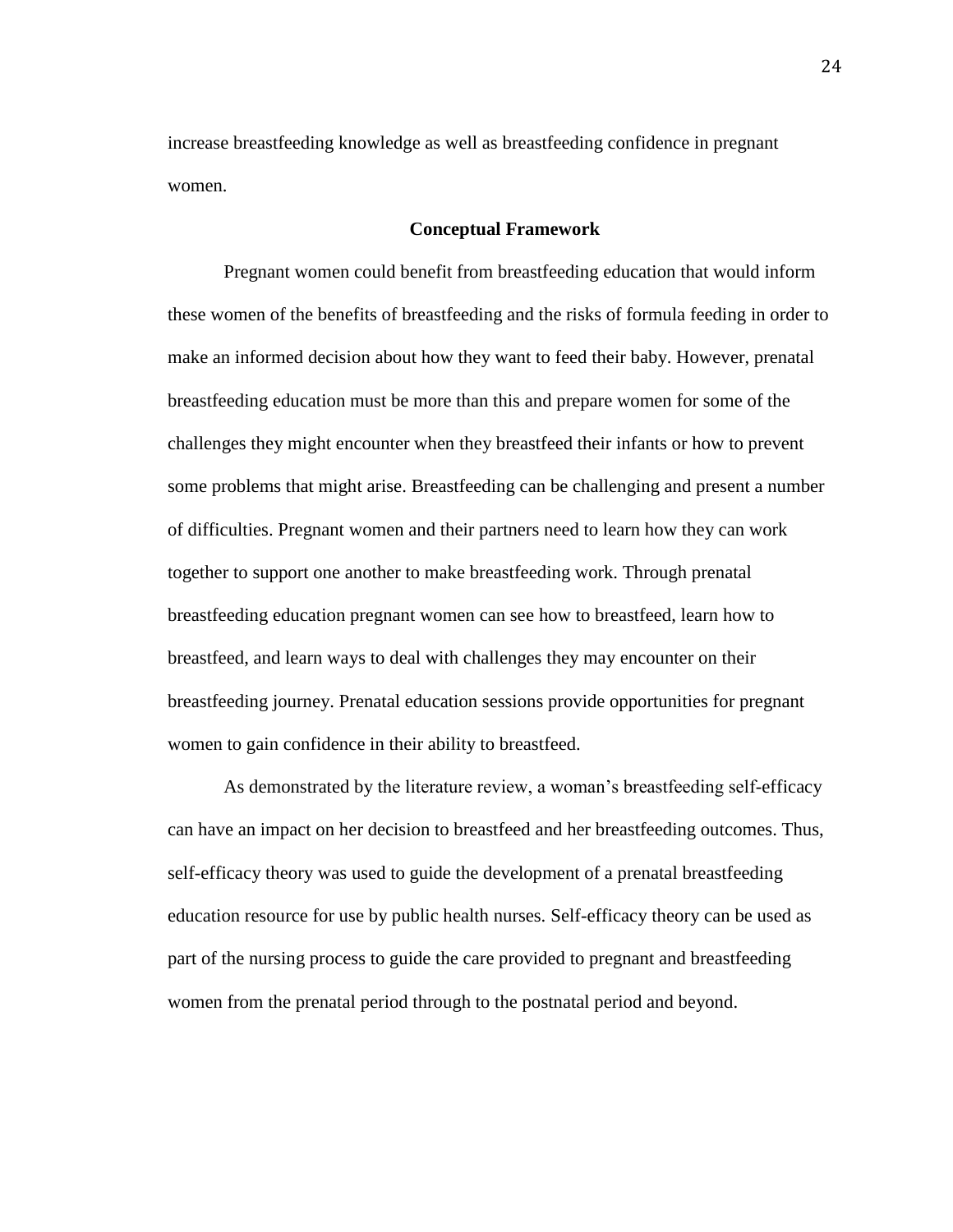increase breastfeeding knowledge as well as breastfeeding confidence in pregnant women.

## Conceptual Framework

Pregnant women could benefit from breastfeeding education that would inform these women of the benefits of breastfeeding and the risks of formula feeding in order to make an informed decision about how they want to feed their baby. However, prenatal breastfeeding education must be more than this and prepare women for some of the challenges they might encounter when they breastfeed their infants or how to prevent some problems that might arise. Breastfeeding can be challenging and present a number of difficulties. Pregnant women and their partners need to learn how they can work together to support one another to make breastfeeding work. Through prenatal breastfeeding education pregnant women can see how to breastfeed, learn how to breastfeed, and learn ways to deal with challenges they may encounter on their breastfeeding journey. Prenatal education sessions provide opportunities for pregnant women to gain confidence in their ability to breastfeed.

As demonstrated by the literature review, a woman's breastfeeding self-efficacy can have an impact on her decision to breastfeed and her breastfeeding outcomes. Thus, self-efficacy theory was used to guide the development of a prenatal breastfeeding education resource for use by public health nurses. Self-efficacy theory can be used as part of the nursing process to guide the care provided to pregnant and breastfeeding women from the prenatal period through to the postnatal period and beyond.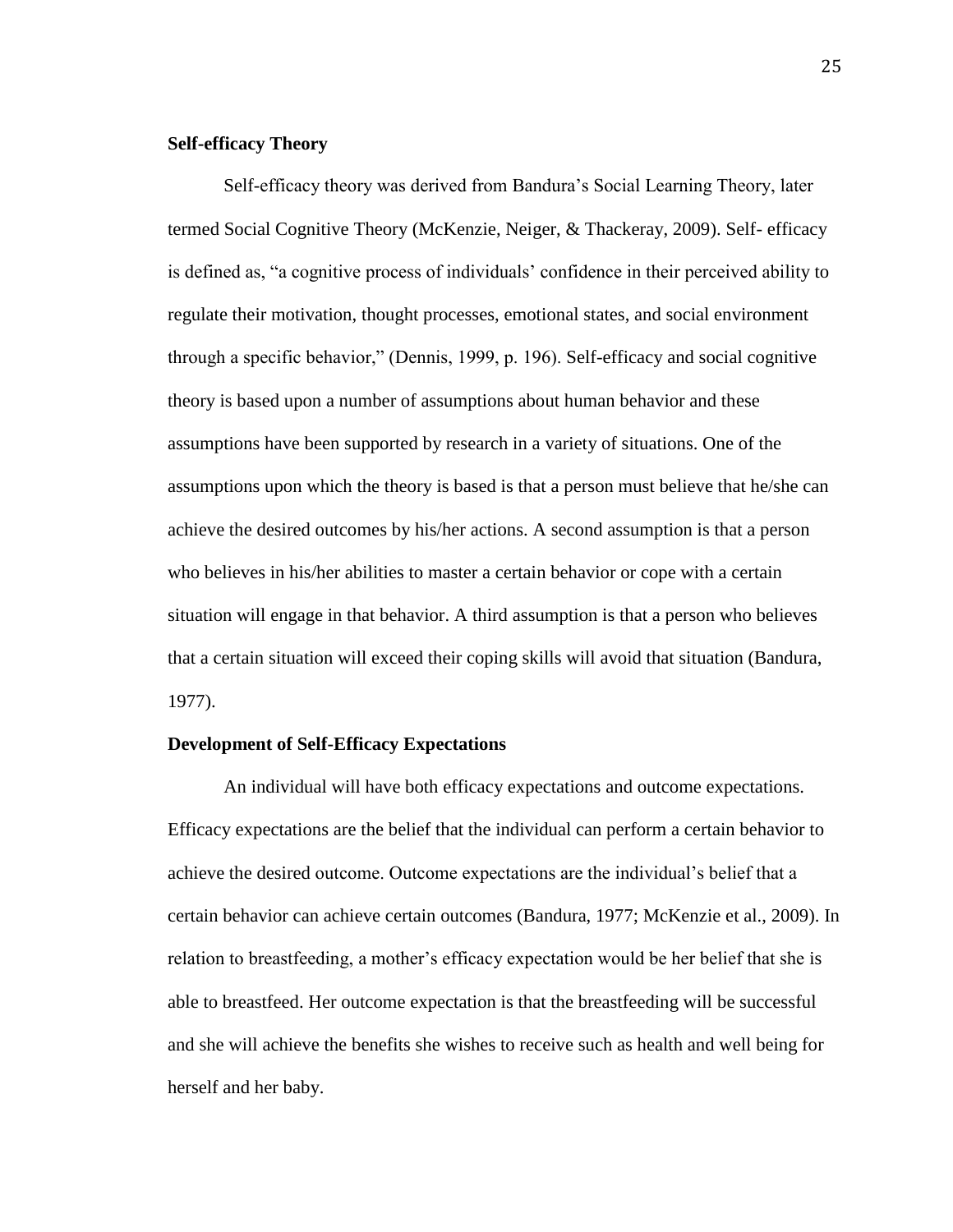**Self-efficacy Theory**

Self-efficacy theory was derived from Bandura's Social Learning Theory, later termed Social Cognitive Theory (McKenzie, Neiger, & Thackeray, 2009). Self- efficacy is defined as, "a cognitive process of individuals' confidence in their perceived ability to regulate their motivation, thought processes, emotional states, and social environment through a specific behavior," (Dennis, 1999, p. 196). Self-efficacy and social cognitive theory is based upon a number of assumptions about human behavior and these assumptions have been supported by research in a variety of situations. One of the assumptions upon which the theory is based is that a person must believe that he/she can achieve the desired outcomes by his/her actions. A second assumption is that a person who believes in his/her abilities to master a certain behavior or cope with a certain situation will engage in that behavior. A third assumption is that a person who believes that a certain situation will exceed their coping skills will avoid that situation (Bandura, 1977).

**Development of Self-Efficacy Expectations**

An individual will have both efficacy expectations and outcome expectations. Efficacy expectations are the belief that the individual can perform a certain behavior to achieve the desired outcome. Outcome expectations are the individual's belief that a certain behavior can achieve certain outcomes (Bandura, 1977; McKenzie et al., 2009). In relation to breastfeeding, a mother's efficacy expectation would be her belief that she is able to breastfeed. Her outcome expectation is that the breastfeeding will be successful and she will achieve the benefits she wishes to receive such as health and well being for herself and her baby.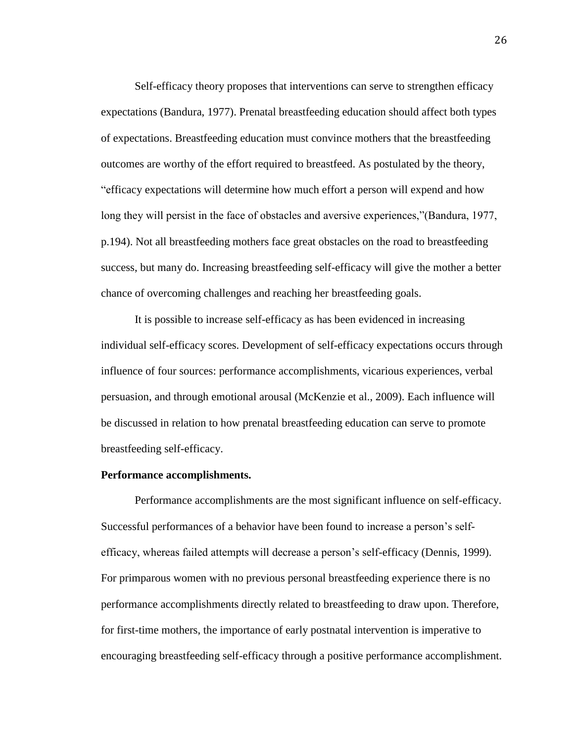Self-efficacy theory proposes that interventions can serve to strengthen efficacy expectations (Bandura, 1977). Prenatal breastfeeding education should affect both types of expectations. Breastfeeding education must convince mothers that the breastfeeding outcomes are worthy of the effort required to breastfeed. As postulated by the theory, "efficacy expectations will determine how much effort a person will expend and how long they will persist in the face of obstacles and aversive experiences,"(Bandura, 1977, p.194). Not all breastfeeding mothers face great obstacles on the road to breastfeeding success, but many do. Increasing breastfeeding self-efficacy will give the mother a better chance of overcoming challenges and reaching her breastfeeding goals.

It is possible to increase self-efficacy as has been evidenced in increasing individual self-efficacy scores. Development of self-efficacy expectations occurs through influence of four sources: performance accomplishments, vicarious experiences, verbal persuasion, and through emotional arousal (McKenzie et al., 2009). Each influence will be discussed in relation to how prenatal breastfeeding education can serve to promote breastfeeding self-efficacy.

**Performance accomplishments.**

Performance accomplishments are the most significant influence on self-efficacy. Successful performances of a behavior have been found to increase a person's self-efficacy, whereas failed attempts will decrease a person's self-efficacy (Dennis, 1999). For primparous women with no previous personal breastfeeding experience there is no performance accomplishments directly related to breastfeeding to draw upon. Therefore, for first-time mothers, the importance of early postnatal intervention is imperative to encouraging breastfeeding self-efficacy through a positive performance accomplishment.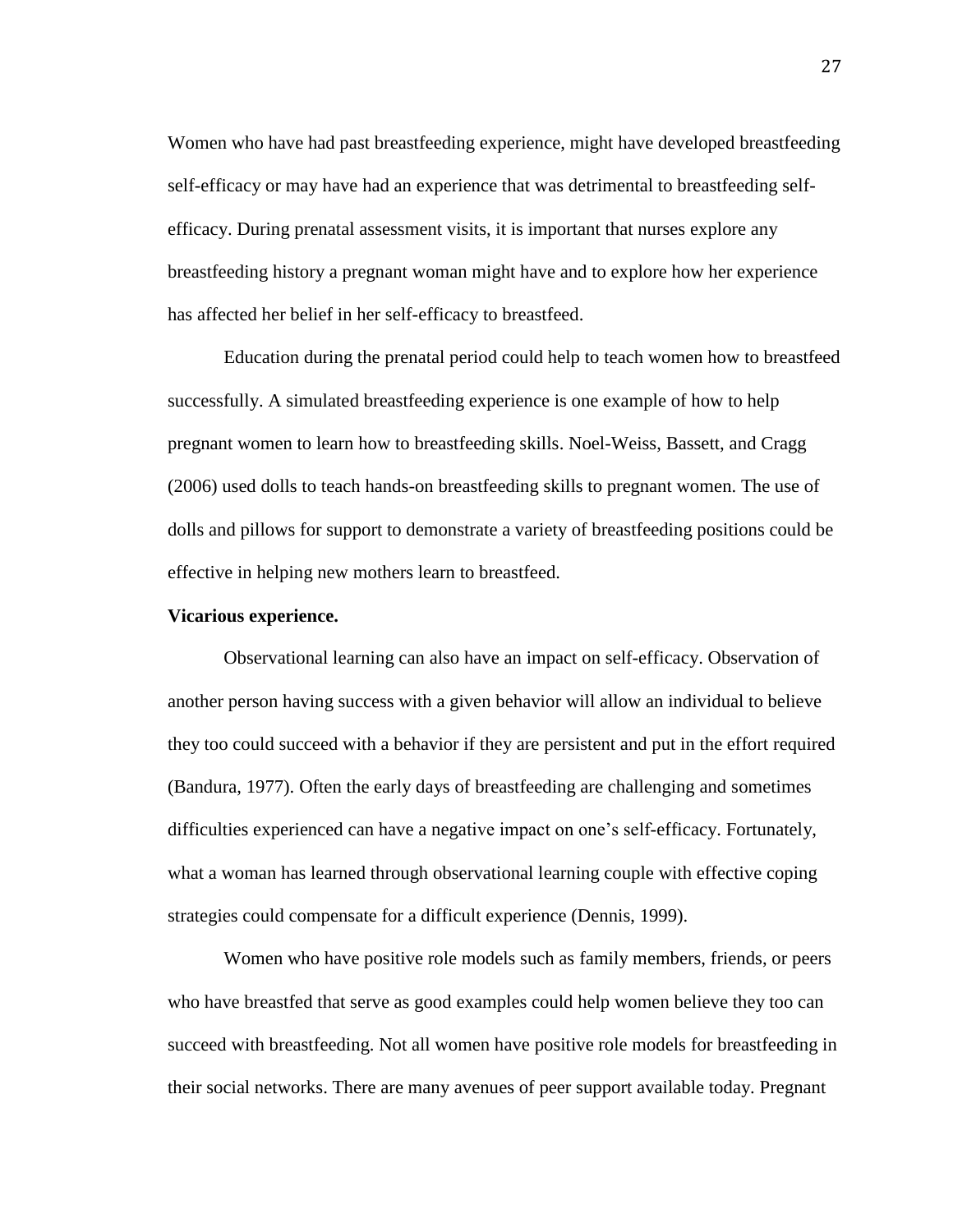Women who have had past breastfeeding experience, might have developed breastfeeding self-efficacy or may have had an experience that was detrimental to breastfeeding self-efficacy. During prenatal assessment visits, it is important that nurses explore any breastfeeding history a pregnant woman might have and to explore how her experience has affected her belief in her self-efficacy to breastfeed.

Education during the prenatal period could help to teach women how to breastfeed successfully. A simulated breastfeeding experience is one example of how to help pregnant women to learn how to breastfeeding skills. Noel-Weiss, Bassett, and Cragg (2006) used dolls to teach hands-on breastfeeding skills to pregnant women. The use of dolls and pillows for support to demonstrate a variety of breastfeeding positions could be effective in helping new mothers learn to breastfeed.

**Vicarious experience.**

Observational learning can also have an impact on self-efficacy. Observation of another person having success with a given behavior will allow an individual to believe they too could succeed with a behavior if they are persistent and put in the effort required (Bandura, 1977). Often the early days of breastfeeding are challenging and sometimes difficulties experienced can have a negative impact on one's self-efficacy. Fortunately, what a woman has learned through observational learning couple with effective coping strategies could compensate for a difficult experience (Dennis, 1999).

Women who have positive role models such as family members, friends, or peers who have breastfed that serve as good examples could help women believe they too can succeed with breastfeeding. Not all women have positive role models for breastfeeding in their social networks. There are many avenues of peer support available today. Pregnant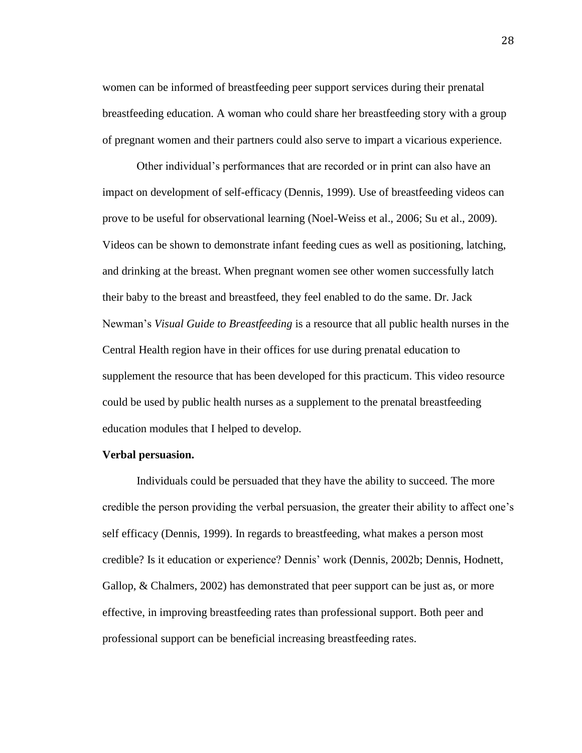women can be informed of breastfeeding peer support services during their prenatal breastfeeding education. A woman who could share her breastfeeding story with a group of pregnant women and their partners could also serve to impart a vicarious experience.

Other individual's performances that are recorded or in print can also have an impact on development of self-efficacy (Dennis, 1999). Use of breastfeeding videos can prove to be useful for observational learning (Noel-Weiss et al., 2006; Su et al., 2009). Videos can be shown to demonstrate infant feeding cues as well as positioning, latching, and drinking at the breast. When pregnant women see other women successfully latch their baby to the breast and breastfeed, they feel enabled to do the same. Dr. Jack Newman's *Visual Guide to Breastfeeding* is a resource that all public health nurses in the Central Health region have in their offices for use during prenatal education to supplement the resource that has been developed for this practicum. This video resource could be used by public health nurses as a supplement to the prenatal breastfeeding education modules that I helped to develop.

**Verbal persuasion.**

Individuals could be persuaded that they have the ability to succeed. The more credible the person providing the verbal persuasion, the greater their ability to affect one's self efficacy (Dennis, 1999). In regards to breastfeeding, what makes a person most credible? Is it education or experience? Dennis' work (Dennis, 2002b; Dennis, Hodnett, Gallop, & Chalmers, 2002) has demonstrated that peer support can be just as, or more effective, in improving breastfeeding rates than professional support. Both peer and professional support can be beneficial increasing breastfeeding rates.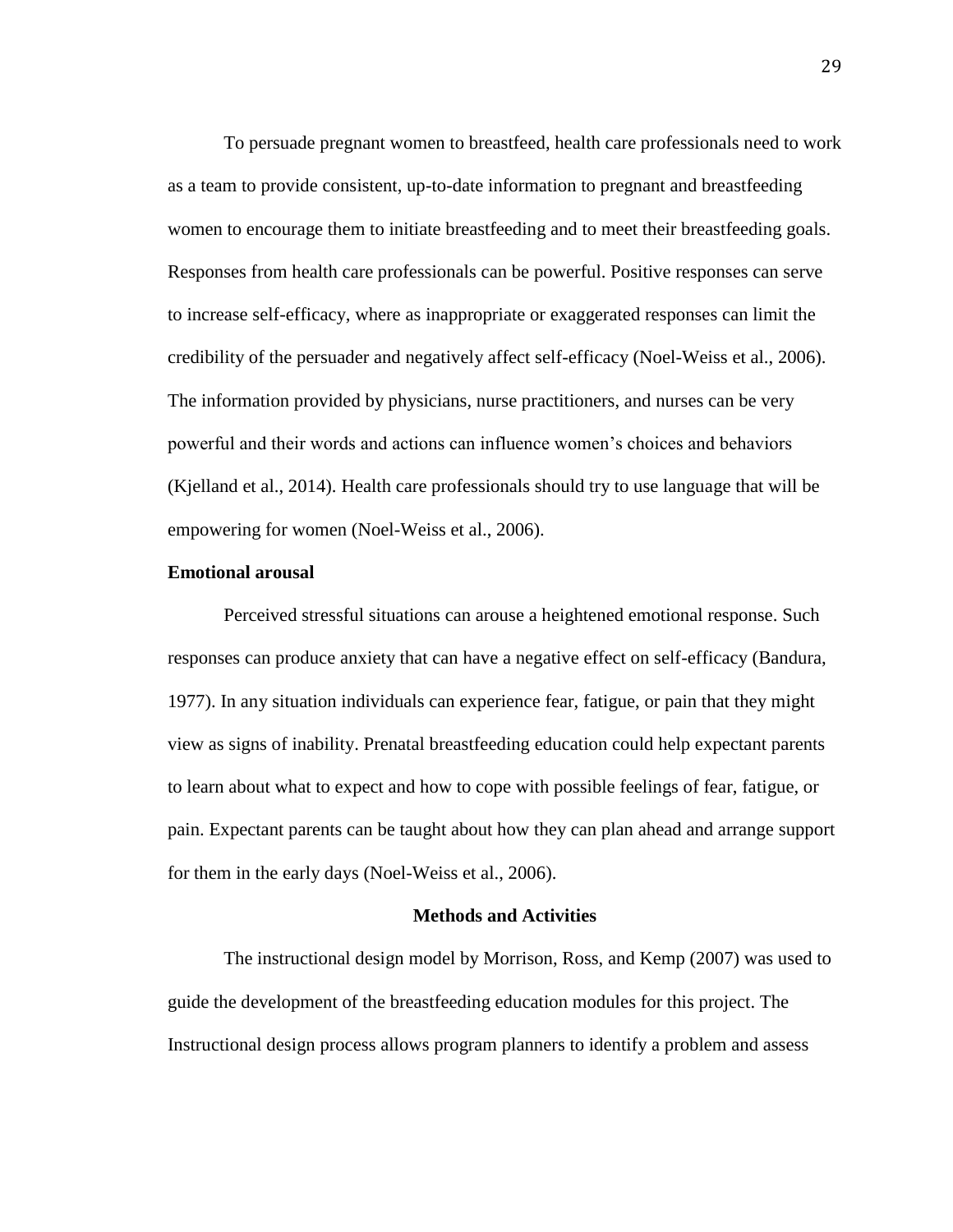To persuade pregnant women to breastfeed, health care professionals need to work as a team to provide consistent, up-to-date information to pregnant and breastfeeding women to encourage them to initiate breastfeeding and to meet their breastfeeding goals. Responses from health care professionals can be powerful. Positive responses can serve to increase self-efficacy, where as inappropriate or exaggerated responses can limit the credibility of the persuader and negatively affect self-efficacy (Noel-Weiss et al., 2006). The information provided by physicians, nurse practitioners, and nurses can be very powerful and their words and actions can influence women's choices and behaviors (Kjelland et al., 2014). Health care professionals should try to use language that will be empowering for women (Noel-Weiss et al., 2006).

### Emotional arousal

Perceived stressful situations can arouse a heightened emotional response. Such responses can produce anxiety that can have a negative effect on self-efficacy (Bandura, 1977). In any situation individuals can experience fear, fatigue, or pain that they might view as signs of inability. Prenatal breastfeeding education could help expectant parents to learn about what to expect and how to cope with possible feelings of fear, fatigue, or pain. Expectant parents can be taught about how they can plan ahead and arrange support for them in the early days (Noel-Weiss et al., 2006).

## Methods and Activities

The instructional design model by Morrison, Ross, and Kemp (2007) was used to guide the development of the breastfeeding education modules for this project. The Instructional design process allows program planners to identify a problem and assess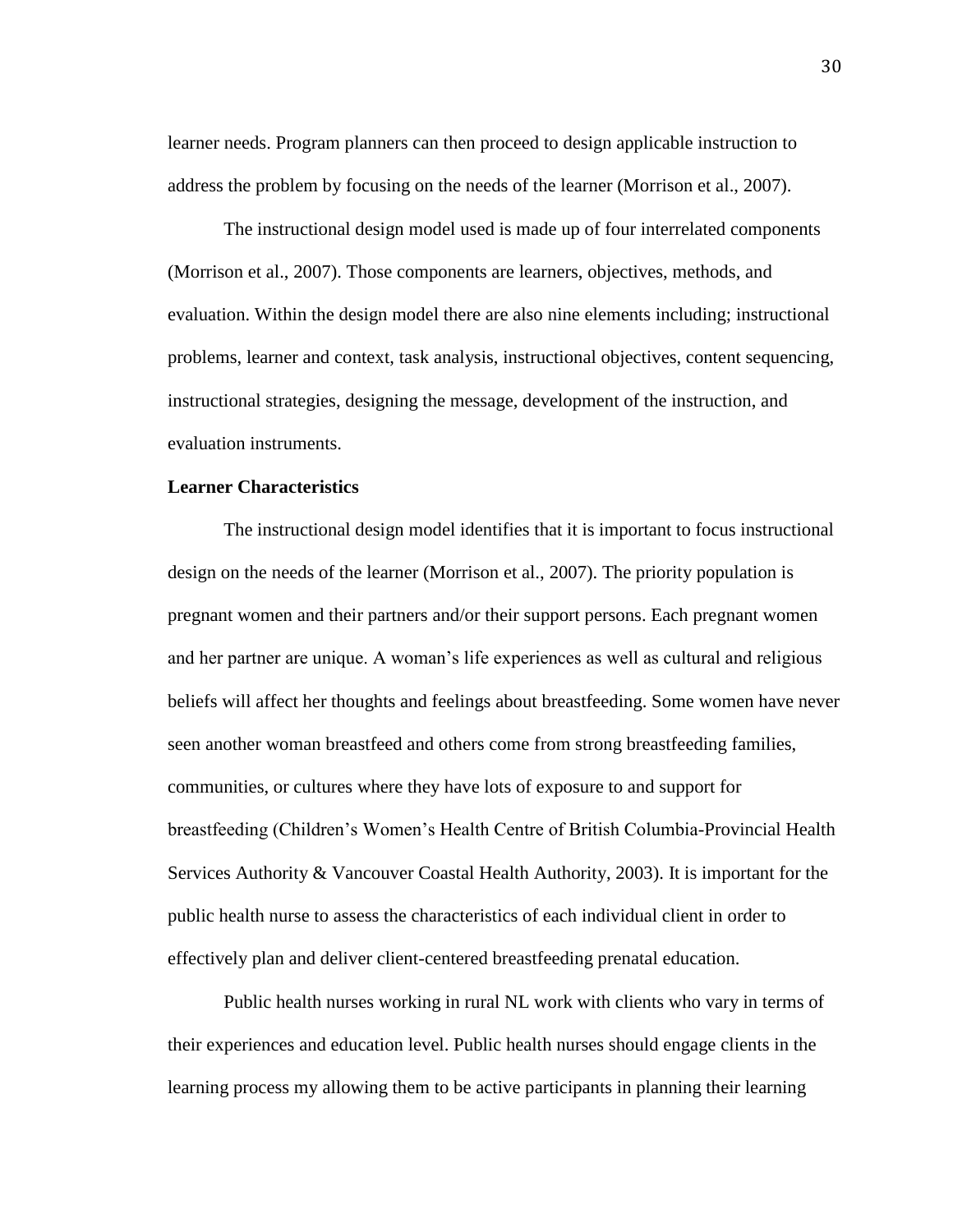learner needs. Program planners can then proceed to design applicable instruction to address the problem by focusing on the needs of the learner (Morrison et al., 2007).

The instructional design model used is made up of four interrelated components (Morrison et al., 2007). Those components are learners, objectives, methods, and evaluation. Within the design model there are also nine elements including; instructional problems, learner and context, task analysis, instructional objectives, content sequencing, instructional strategies, designing the message, development of the instruction, and evaluation instruments.

**Learner Characteristics**

The instructional design model identifies that it is important to focus instructional design on the needs of the learner (Morrison et al., 2007). The priority population is pregnant women and their partners and/or their support persons. Each pregnant women and her partner are unique. A woman's life experiences as well as cultural and religious beliefs will affect her thoughts and feelings about breastfeeding. Some women have never seen another woman breastfeed and others come from strong breastfeeding families, communities, or cultures where they have lots of exposure to and support for breastfeeding (Children's Women's Health Centre of British Columbia-Provincial Health Services Authority & Vancouver Coastal Health Authority, 2003). It is important for the public health nurse to assess the characteristics of each individual client in order to effectively plan and deliver client-centered breastfeeding prenatal education.

Public health nurses working in rural NL work with clients who vary in terms of their experiences and education level. Public health nurses should engage clients in the learning process my allowing them to be active participants in planning their learning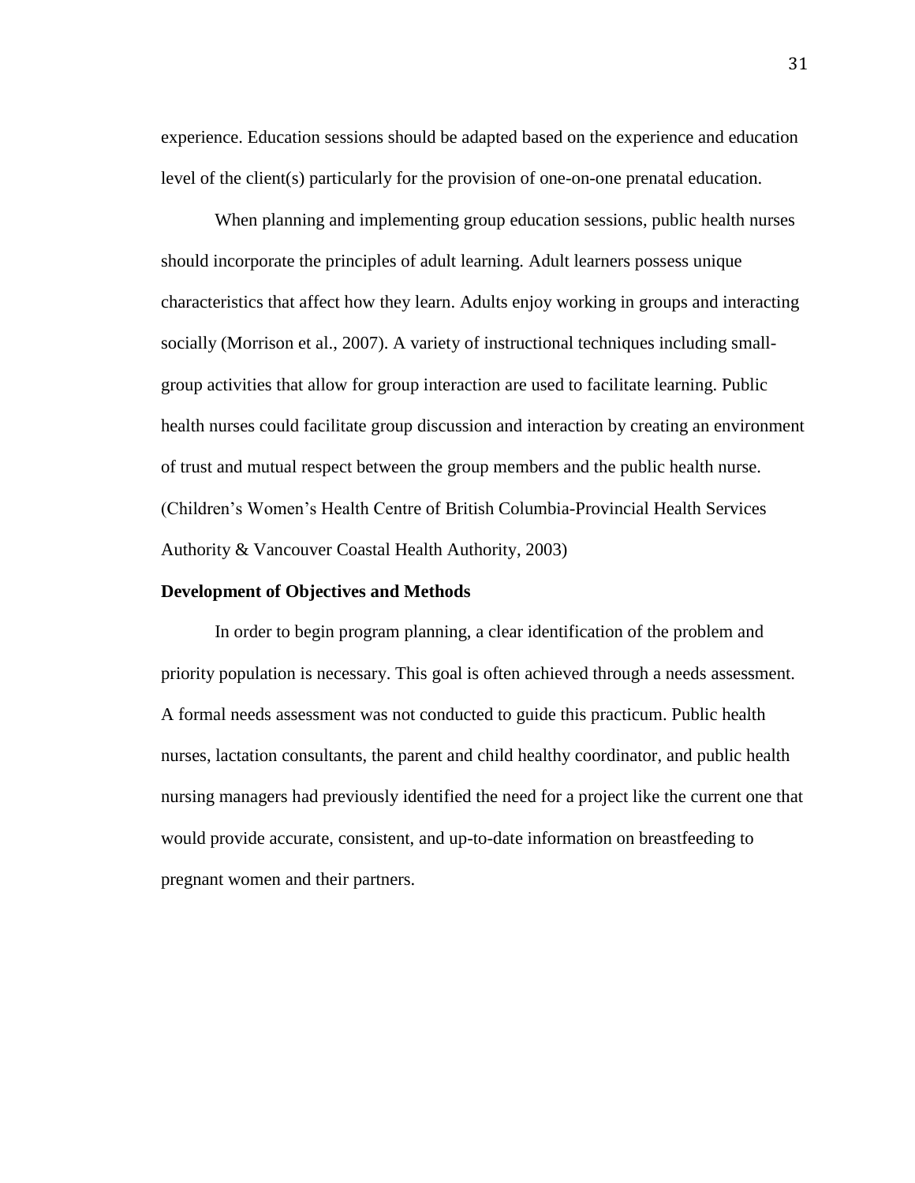experience. Education sessions should be adapted based on the experience and education level of the client(s) particularly for the provision of one-on-one prenatal education.

When planning and implementing group education sessions, public health nurses should incorporate the principles of adult learning. Adult learners possess unique characteristics that affect how they learn. Adults enjoy working in groups and interacting socially (Morrison et al., 2007). A variety of instructional techniques including small-group activities that allow for group interaction are used to facilitate learning. Public health nurses could facilitate group discussion and interaction by creating an environment of trust and mutual respect between the group members and the public health nurse. (Children's Women's Health Centre of British Columbia-Provincial Health Services Authority & Vancouver Coastal Health Authority, 2003)

**Development of Objectives and Methods**

In order to begin program planning, a clear identification of the problem and priority population is necessary. This goal is often achieved through a needs assessment. A formal needs assessment was not conducted to guide this practicum. Public health nurses, lactation consultants, the parent and child healthy coordinator, and public health nursing managers had previously identified the need for a project like the current one that would provide accurate, consistent, and up-to-date information on breastfeeding to pregnant women and their partners.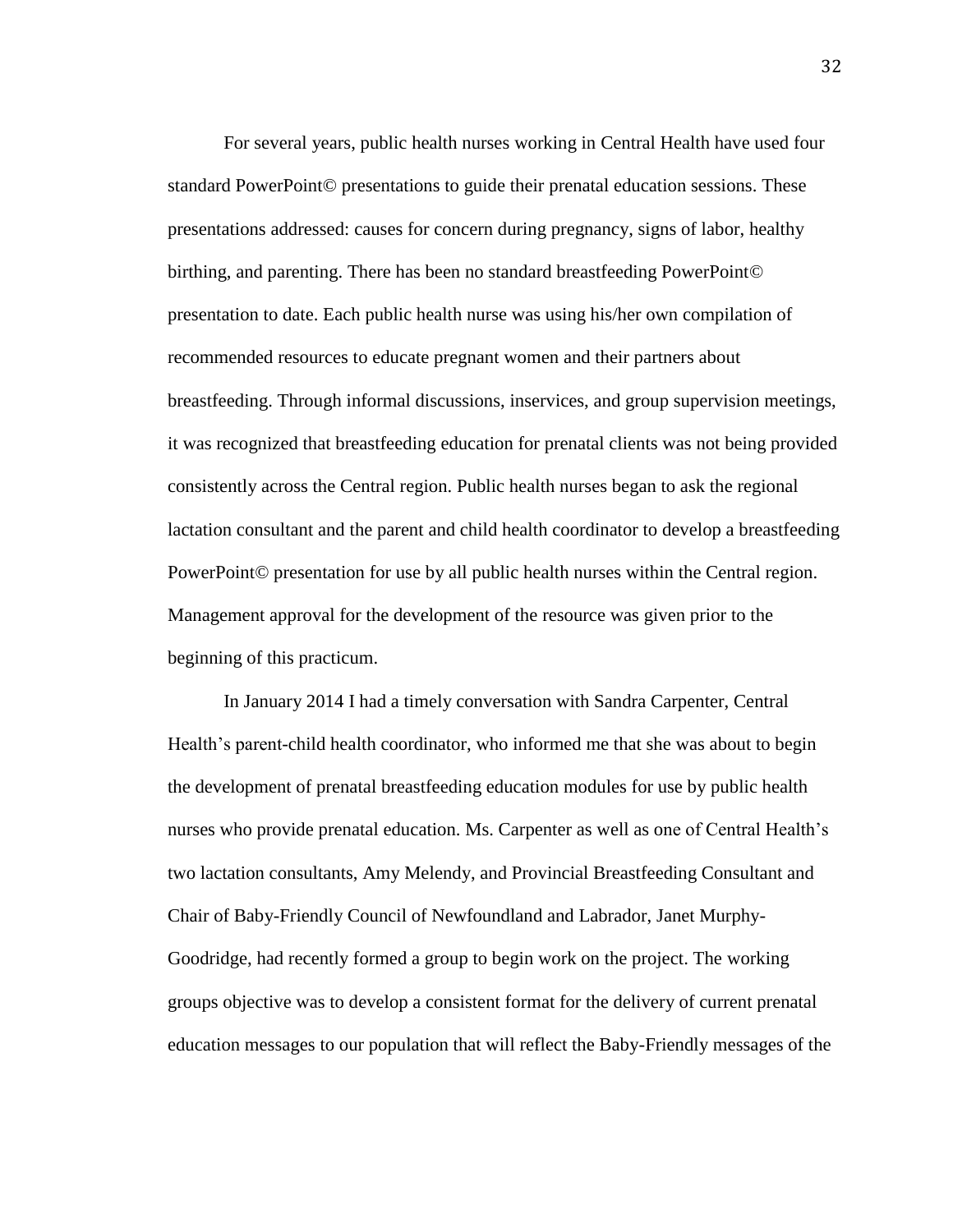For several years, public health nurses working in Central Health have used four standard PowerPoint© presentations to guide their prenatal education sessions. These presentations addressed: causes for concern during pregnancy, signs of labor, healthy birthing, and parenting. There has been no standard breastfeeding PowerPoint© presentation to date. Each public health nurse was using his/her own compilation of recommended resources to educate pregnant women and their partners about breastfeeding. Through informal discussions, inservices, and group supervision meetings, it was recognized that breastfeeding education for prenatal clients was not being provided consistently across the Central region. Public health nurses began to ask the regional lactation consultant and the parent and child health coordinator to develop a breastfeeding PowerPoint© presentation for use by all public health nurses within the Central region. Management approval for the development of the resource was given prior to the beginning of this practicum.

In January 2014 I had a timely conversation with Sandra Carpenter, Central Health's parent-child health coordinator, who informed me that she was about to begin the development of prenatal breastfeeding education modules for use by public health nurses who provide prenatal education. Ms. Carpenter as well as one of Central Health's two lactation consultants, Amy Melendy, and Provincial Breastfeeding Consultant and Chair of Baby-Friendly Council of Newfoundland and Labrador, Janet Murphy-Goodridge, had recently formed a group to begin work on the project. The working groups objective was to develop a consistent format for the delivery of current prenatal education messages to our population that will reflect the Baby-Friendly messages of the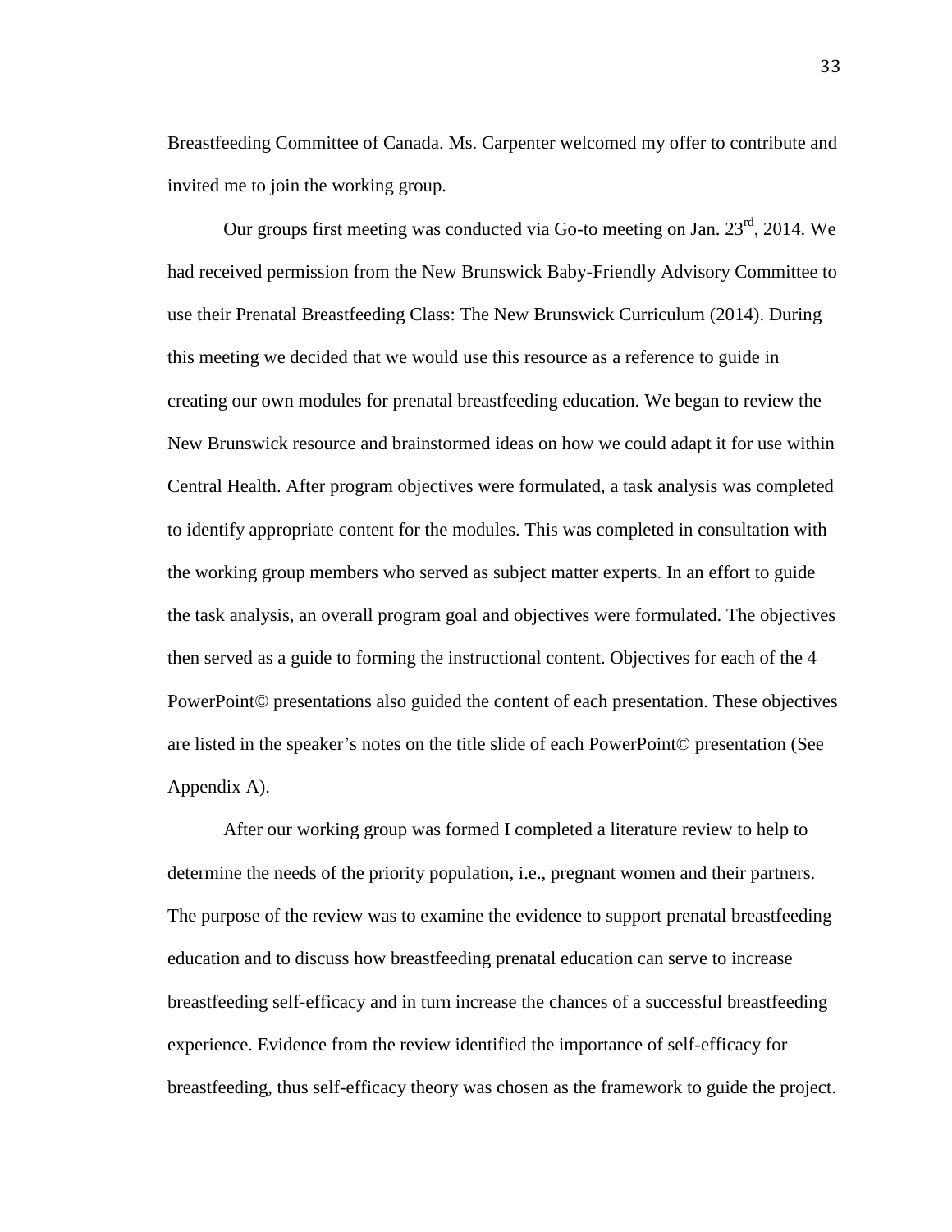Breastfeeding Committee of Canada. Ms. Carpenter welcomed my offer to contribute and invited me to join the working group.

Our groups first meeting was conducted via Go-to meeting on Jan. 23rd, 2014. We had received permission from the New Brunswick Baby-Friendly Advisory Committee to use their Prenatal Breastfeeding Class: The New Brunswick Curriculum (2014). During this meeting we decided that we would use this resource as a reference to guide in creating our own modules for prenatal breastfeeding education. We began to review the New Brunswick resource and brainstormed ideas on how we could adapt it for use within Central Health. After program objectives were formulated, a task analysis was completed to identify appropriate content for the modules. This was completed in consultation with the working group members who served as subject matter experts. In an effort to guide the task analysis, an overall program goal and objectives were formulated. The objectives then served as a guide to forming the instructional content. Objectives for each of the 4 PowerPoint© presentations also guided the content of each presentation. These objectives are listed in the speaker's notes on the title slide of each PowerPoint© presentation (See Appendix A).

After our working group was formed I completed a literature review to help to determine the needs of the priority population, i.e., pregnant women and their partners. The purpose of the review was to examine the evidence to support prenatal breastfeeding education and to discuss how breastfeeding prenatal education can serve to increase breastfeeding self-efficacy and in turn increase the chances of a successful breastfeeding experience. Evidence from the review identified the importance of self-efficacy for breastfeeding, thus self-efficacy theory was chosen as the framework to guide the project.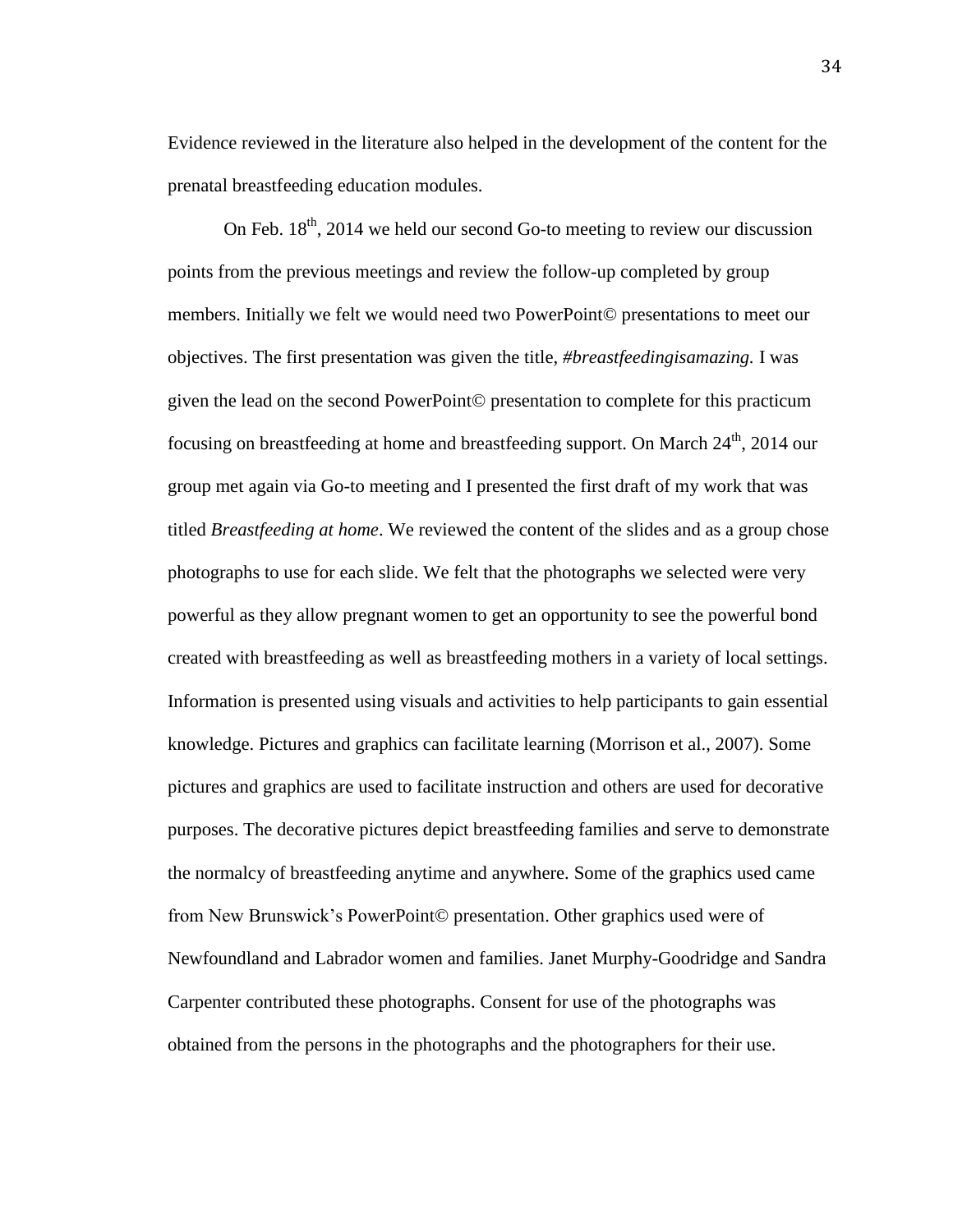Evidence reviewed in the literature also helped in the development of the content for the prenatal breastfeeding education modules.

On Feb. 18th, 2014 we held our second Go-to meeting to review our discussion points from the previous meetings and review the follow-up completed by group members. Initially we felt we would need two PowerPoint© presentations to meet our objectives. The first presentation was given the title, *#breastfeedingisamazing.* I was given the lead on the second PowerPoint© presentation to complete for this practicum focusing on breastfeeding at home and breastfeeding support. On March 24th, 2014 our group met again via Go-to meeting and I presented the first draft of my work that was titled *Breastfeeding at home*. We reviewed the content of the slides and as a group chose photographs to use for each slide. We felt that the photographs we selected were very powerful as they allow pregnant women to get an opportunity to see the powerful bond created with breastfeeding as well as breastfeeding mothers in a variety of local settings. Information is presented using visuals and activities to help participants to gain essential knowledge. Pictures and graphics can facilitate learning (Morrison et al., 2007). Some pictures and graphics are used to facilitate instruction and others are used for decorative purposes. The decorative pictures depict breastfeeding families and serve to demonstrate the normalcy of breastfeeding anytime and anywhere. Some of the graphics used came from New Brunswick's PowerPoint© presentation. Other graphics used were of Newfoundland and Labrador women and families. Janet Murphy-Goodridge and Sandra Carpenter contributed these photographs. Consent for use of the photographs was obtained from the persons in the photographs and the photographers for their use.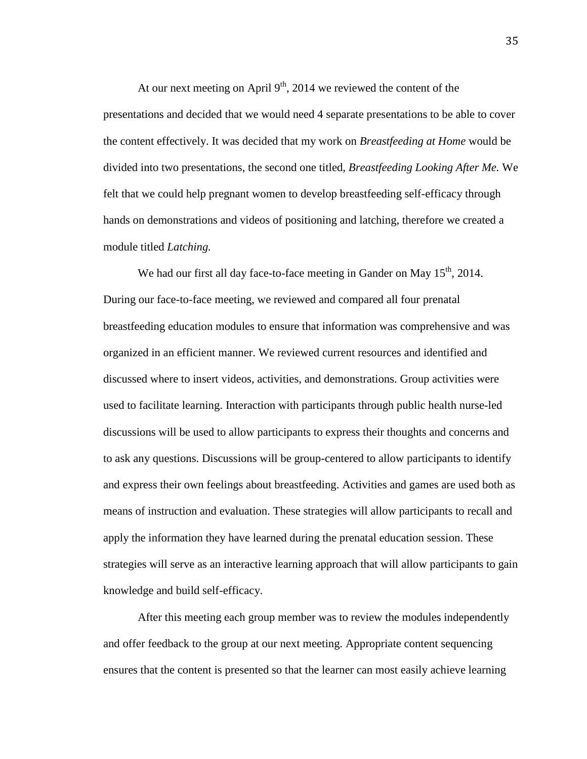At our next meeting on April 9th, 2014 we reviewed the content of the presentations and decided that we would need 4 separate presentations to be able to cover the content effectively. It was decided that my work on *Breastfeeding at Home* would be divided into two presentations, the second one titled, *Breastfeeding Looking After Me*. We felt that we could help pregnant women to develop breastfeeding self-efficacy through hands on demonstrations and videos of positioning and latching, therefore we created a module titled *Latching.*

We had our first all day face-to-face meeting in Gander on May 15th, 2014. During our face-to-face meeting, we reviewed and compared all four prenatal breastfeeding education modules to ensure that information was comprehensive and was organized in an efficient manner. We reviewed current resources and identified and discussed where to insert videos, activities, and demonstrations. Group activities were used to facilitate learning. Interaction with participants through public health nurse-led discussions will be used to allow participants to express their thoughts and concerns and to ask any questions. Discussions will be group-centered to allow participants to identify and express their own feelings about breastfeeding. Activities and games are used both as means of instruction and evaluation. These strategies will allow participants to recall and apply the information they have learned during the prenatal education session. These strategies will serve as an interactive learning approach that will allow participants to gain knowledge and build self-efficacy.

After this meeting each group member was to review the modules independently and offer feedback to the group at our next meeting. Appropriate content sequencing ensures that the content is presented so that the learner can most easily achieve learning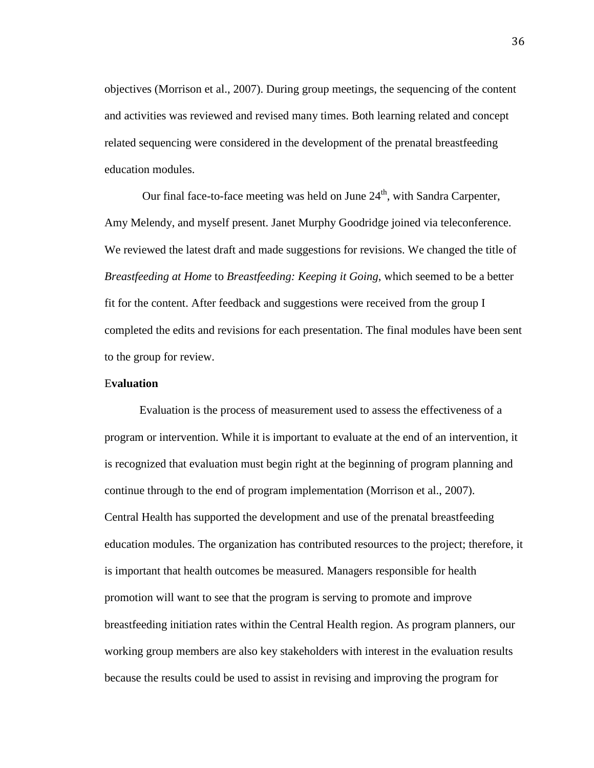objectives (Morrison et al., 2007). During group meetings, the sequencing of the content and activities was reviewed and revised many times. Both learning related and concept related sequencing were considered in the development of the prenatal breastfeeding education modules.

Our final face-to-face meeting was held on June 24th, with Sandra Carpenter, Amy Melendy, and myself present. Janet Murphy Goodridge joined via teleconference. We reviewed the latest draft and made suggestions for revisions. We changed the title of *Breastfeeding at Home* to *Breastfeeding: Keeping it Going*, which seemed to be a better fit for the content. After feedback and suggestions were received from the group I completed the edits and revisions for each presentation. The final modules have been sent to the group for review.

### Evaluation

Evaluation is the process of measurement used to assess the effectiveness of a program or intervention. While it is important to evaluate at the end of an intervention, it is recognized that evaluation must begin right at the beginning of program planning and continue through to the end of program implementation (Morrison et al., 2007). Central Health has supported the development and use of the prenatal breastfeeding education modules. The organization has contributed resources to the project; therefore, it is important that health outcomes be measured. Managers responsible for health promotion will want to see that the program is serving to promote and improve breastfeeding initiation rates within the Central Health region. As program planners, our working group members are also key stakeholders with interest in the evaluation results because the results could be used to assist in revising and improving the program for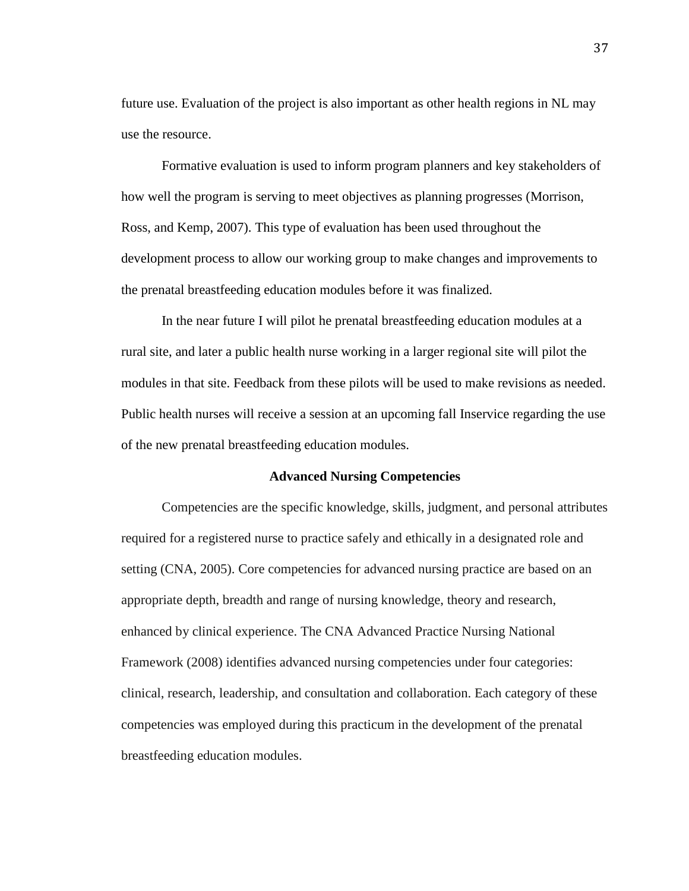future use. Evaluation of the project is also important as other health regions in NL may use the resource.

Formative evaluation is used to inform program planners and key stakeholders of how well the program is serving to meet objectives as planning progresses (Morrison, Ross, and Kemp, 2007). This type of evaluation has been used throughout the development process to allow our working group to make changes and improvements to the prenatal breastfeeding education modules before it was finalized.

In the near future I will pilot he prenatal breastfeeding education modules at a rural site, and later a public health nurse working in a larger regional site will pilot the modules in that site. Feedback from these pilots will be used to make revisions as needed. Public health nurses will receive a session at an upcoming fall Inservice regarding the use of the new prenatal breastfeeding education modules.

## Advanced Nursing Competencies

Competencies are the specific knowledge, skills, judgment, and personal attributes required for a registered nurse to practice safely and ethically in a designated role and setting (CNA, 2005). Core competencies for advanced nursing practice are based on an appropriate depth, breadth and range of nursing knowledge, theory and research, enhanced by clinical experience. The CNA Advanced Practice Nursing National Framework (2008) identifies advanced nursing competencies under four categories: clinical, research, leadership, and consultation and collaboration. Each category of these competencies was employed during this practicum in the development of the prenatal breastfeeding education modules.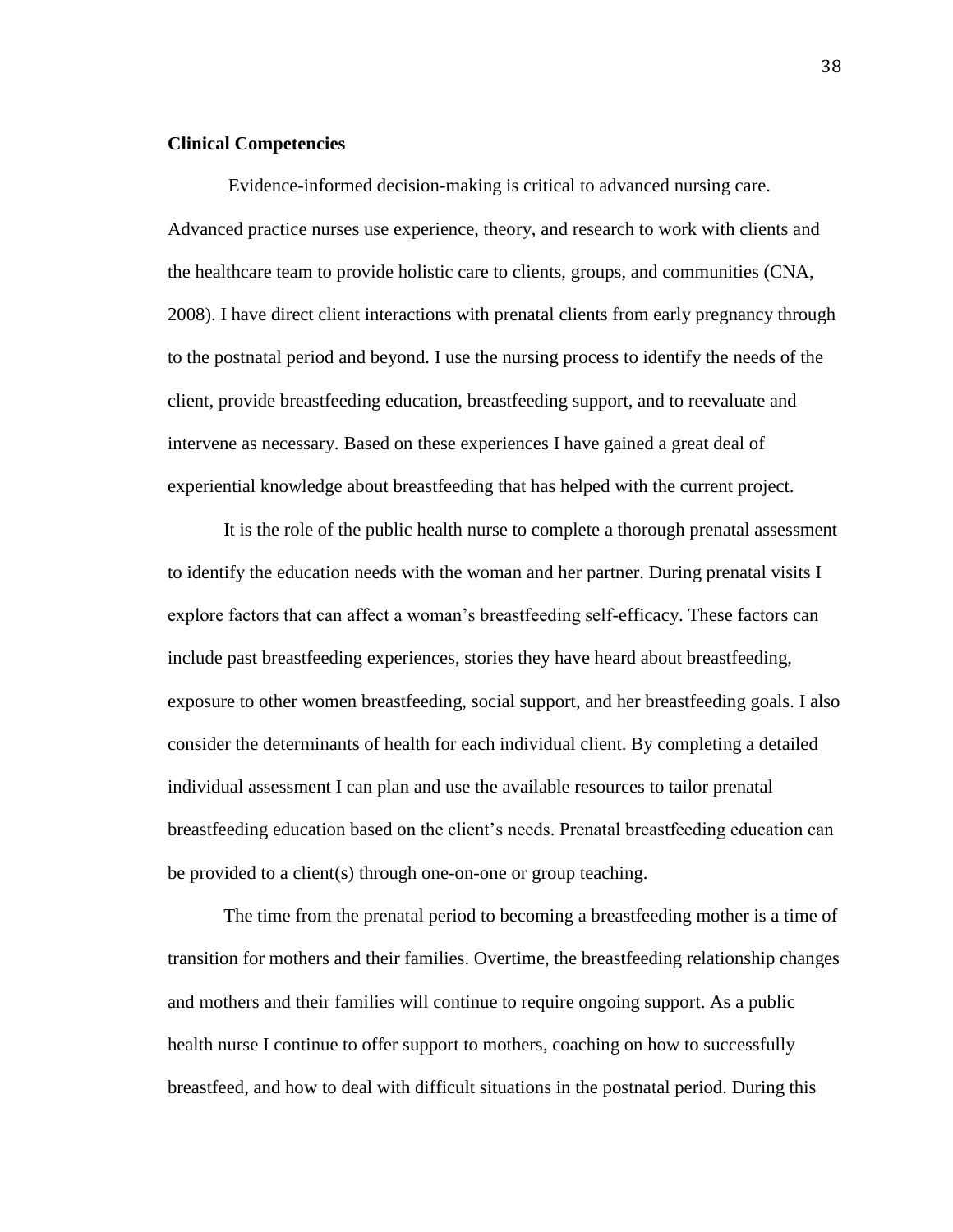**Clinical Competencies**

Evidence-informed decision-making is critical to advanced nursing care. Advanced practice nurses use experience, theory, and research to work with clients and the healthcare team to provide holistic care to clients, groups, and communities (CNA, 2008). I have direct client interactions with prenatal clients from early pregnancy through to the postnatal period and beyond. I use the nursing process to identify the needs of the client, provide breastfeeding education, breastfeeding support, and to reevaluate and intervene as necessary. Based on these experiences I have gained a great deal of experiential knowledge about breastfeeding that has helped with the current project.

It is the role of the public health nurse to complete a thorough prenatal assessment to identify the education needs with the woman and her partner. During prenatal visits I explore factors that can affect a woman's breastfeeding self-efficacy. These factors can include past breastfeeding experiences, stories they have heard about breastfeeding, exposure to other women breastfeeding, social support, and her breastfeeding goals. I also consider the determinants of health for each individual client. By completing a detailed individual assessment I can plan and use the available resources to tailor prenatal breastfeeding education based on the client's needs. Prenatal breastfeeding education can be provided to a client(s) through one-on-one or group teaching.

The time from the prenatal period to becoming a breastfeeding mother is a time of transition for mothers and their families. Overtime, the breastfeeding relationship changes and mothers and their families will continue to require ongoing support. As a public health nurse I continue to offer support to mothers, coaching on how to successfully breastfeed, and how to deal with difficult situations in the postnatal period. During this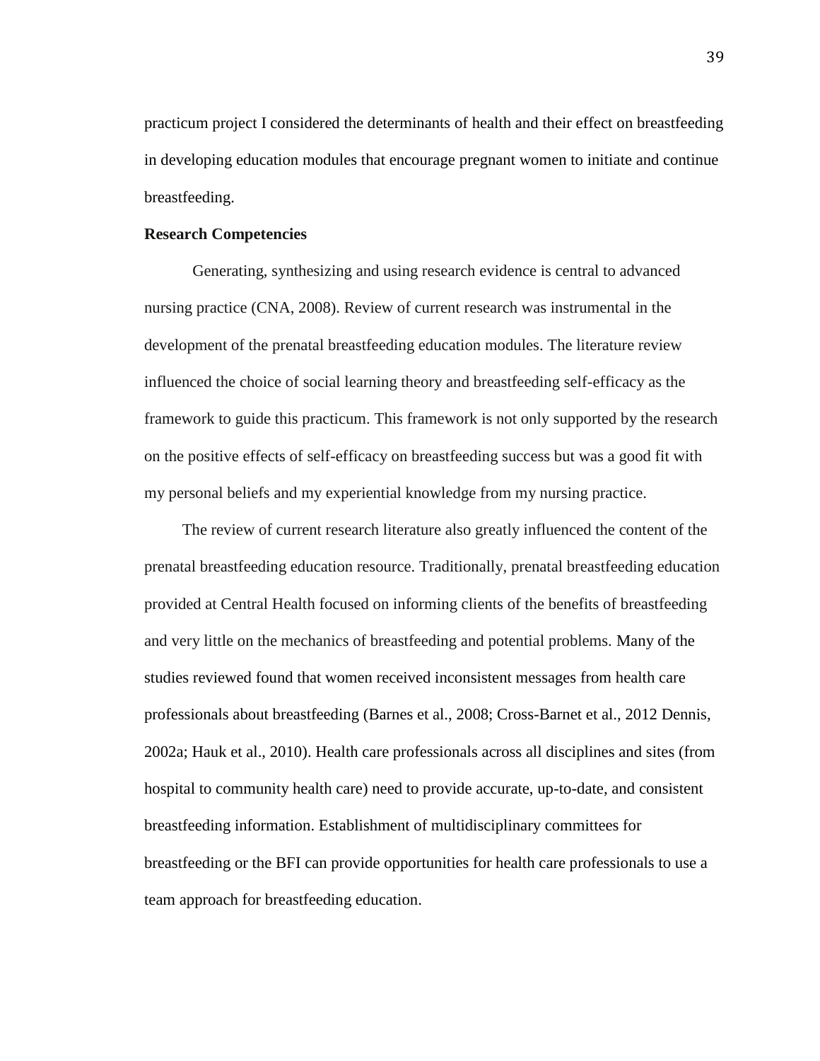practicum project I considered the determinants of health and their effect on breastfeeding in developing education modules that encourage pregnant women to initiate and continue breastfeeding.

**Research Competencies**

Generating, synthesizing and using research evidence is central to advanced nursing practice (CNA, 2008). Review of current research was instrumental in the development of the prenatal breastfeeding education modules. The literature review influenced the choice of social learning theory and breastfeeding self-efficacy as the framework to guide this practicum. This framework is not only supported by the research on the positive effects of self-efficacy on breastfeeding success but was a good fit with my personal beliefs and my experiential knowledge from my nursing practice.

The review of current research literature also greatly influenced the content of the prenatal breastfeeding education resource. Traditionally, prenatal breastfeeding education provided at Central Health focused on informing clients of the benefits of breastfeeding and very little on the mechanics of breastfeeding and potential problems. Many of the studies reviewed found that women received inconsistent messages from health care professionals about breastfeeding (Barnes et al., 2008; Cross-Barnet et al., 2012 Dennis, 2002a; Hauk et al., 2010). Health care professionals across all disciplines and sites (from hospital to community health care) need to provide accurate, up-to-date, and consistent breastfeeding information. Establishment of multidisciplinary committees for breastfeeding or the BFI can provide opportunities for health care professionals to use a team approach for breastfeeding education.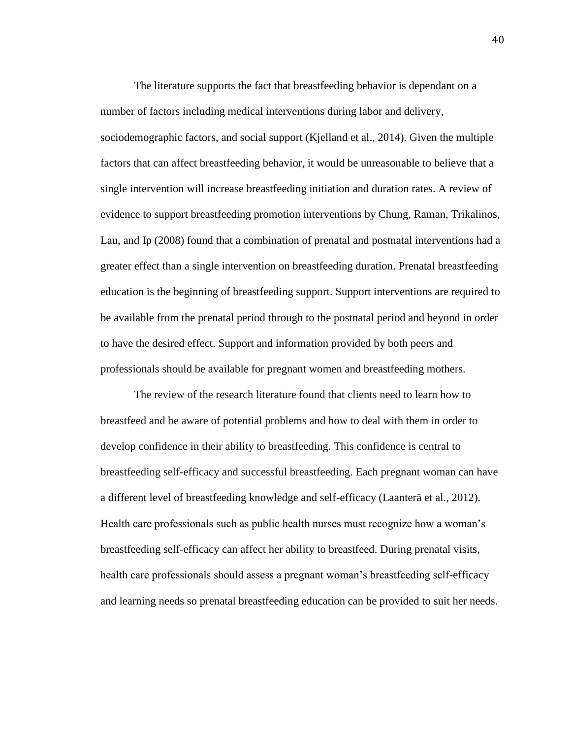The literature supports the fact that breastfeeding behavior is dependant on a number of factors including medical interventions during labor and delivery, sociodemographic factors, and social support (Kjelland et al., 2014). Given the multiple factors that can affect breastfeeding behavior, it would be unreasonable to believe that a single intervention will increase breastfeeding initiation and duration rates. A review of evidence to support breastfeeding promotion interventions by Chung, Raman, Trikalinos, Lau, and Ip (2008) found that a combination of prenatal and postnatal interventions had a greater effect than a single intervention on breastfeeding duration. Prenatal breastfeeding education is the beginning of breastfeeding support. Support interventions are required to be available from the prenatal period through to the postnatal period and beyond in order to have the desired effect. Support and information provided by both peers and professionals should be available for pregnant women and breastfeeding mothers.

The review of the research literature found that clients need to learn how to breastfeed and be aware of potential problems and how to deal with them in order to develop confidence in their ability to breastfeeding. This confidence is central to breastfeeding self-efficacy and successful breastfeeding. Each pregnant woman can have a different level of breastfeeding knowledge and self-efficacy (Laanterä et al., 2012). Health care professionals such as public health nurses must recognize how a woman's breastfeeding self-efficacy can affect her ability to breastfeed. During prenatal visits, health care professionals should assess a pregnant woman's breastfeeding self-efficacy and learning needs so prenatal breastfeeding education can be provided to suit her needs.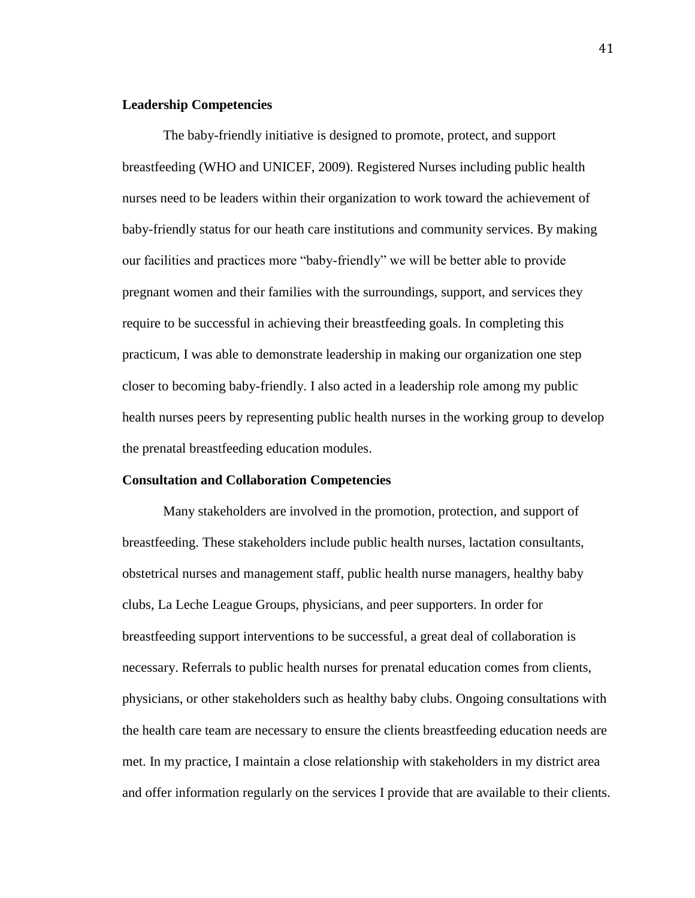**Leadership Competencies**

The baby-friendly initiative is designed to promote, protect, and support breastfeeding (WHO and UNICEF, 2009). Registered Nurses including public health nurses need to be leaders within their organization to work toward the achievement of baby-friendly status for our heath care institutions and community services. By making our facilities and practices more "baby-friendly" we will be better able to provide pregnant women and their families with the surroundings, support, and services they require to be successful in achieving their breastfeeding goals. In completing this practicum, I was able to demonstrate leadership in making our organization one step closer to becoming baby-friendly. I also acted in a leadership role among my public health nurses peers by representing public health nurses in the working group to develop the prenatal breastfeeding education modules.

**Consultation and Collaboration Competencies**

Many stakeholders are involved in the promotion, protection, and support of breastfeeding. These stakeholders include public health nurses, lactation consultants, obstetrical nurses and management staff, public health nurse managers, healthy baby clubs, La Leche League Groups, physicians, and peer supporters. In order for breastfeeding support interventions to be successful, a great deal of collaboration is necessary. Referrals to public health nurses for prenatal education comes from clients, physicians, or other stakeholders such as healthy baby clubs. Ongoing consultations with the health care team are necessary to ensure the clients breastfeeding education needs are met. In my practice, I maintain a close relationship with stakeholders in my district area and offer information regularly on the services I provide that are available to their clients.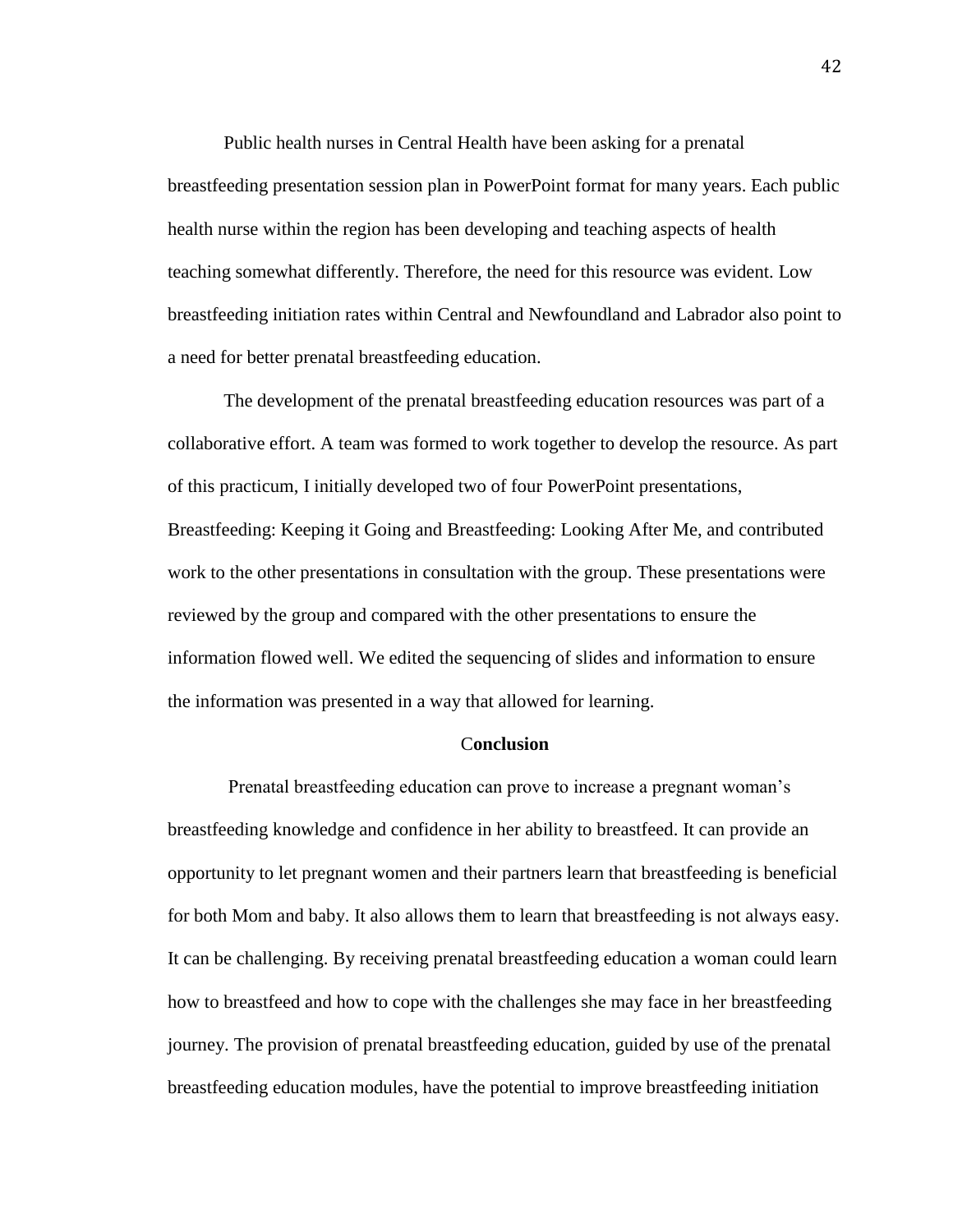Public health nurses in Central Health have been asking for a prenatal breastfeeding presentation session plan in PowerPoint format for many years. Each public health nurse within the region has been developing and teaching aspects of health teaching somewhat differently. Therefore, the need for this resource was evident. Low breastfeeding initiation rates within Central and Newfoundland and Labrador also point to a need for better prenatal breastfeeding education.

The development of the prenatal breastfeeding education resources was part of a collaborative effort. A team was formed to work together to develop the resource. As part of this practicum, I initially developed two of four PowerPoint presentations, Breastfeeding: Keeping it Going and Breastfeeding: Looking After Me, and contributed work to the other presentations in consultation with the group. These presentations were reviewed by the group and compared with the other presentations to ensure the information flowed well. We edited the sequencing of slides and information to ensure the information was presented in a way that allowed for learning.

## Conclusion

Prenatal breastfeeding education can prove to increase a pregnant woman's breastfeeding knowledge and confidence in her ability to breastfeed. It can provide an opportunity to let pregnant women and their partners learn that breastfeeding is beneficial for both Mom and baby. It also allows them to learn that breastfeeding is not always easy. It can be challenging. By receiving prenatal breastfeeding education a woman could learn how to breastfeed and how to cope with the challenges she may face in her breastfeeding journey. The provision of prenatal breastfeeding education, guided by use of the prenatal breastfeeding education modules, have the potential to improve breastfeeding initiation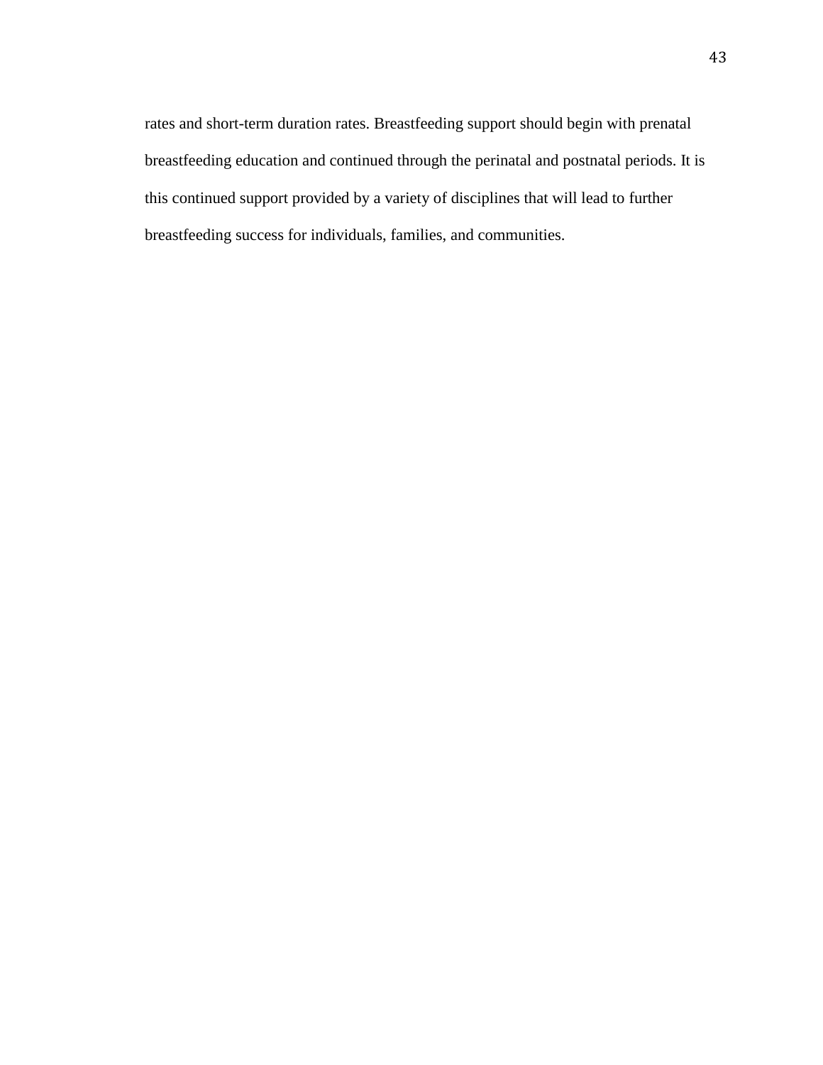rates and short-term duration rates. Breastfeeding support should begin with prenatal breastfeeding education and continued through the perinatal and postnatal periods. It is this continued support provided by a variety of disciplines that will lead to further breastfeeding success for individuals, families, and communities.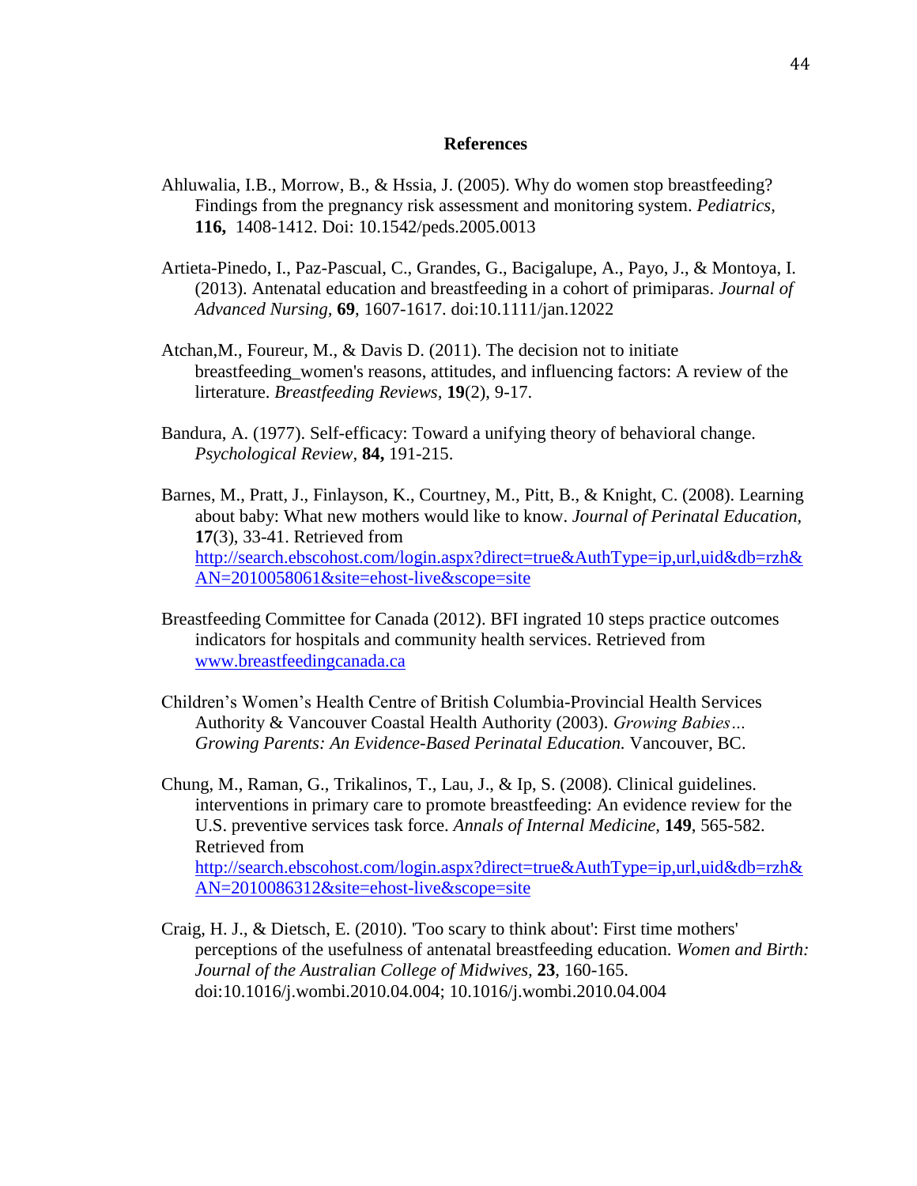# References

Ahluwalia, I.B., Morrow, B., & Hssia, J. (2005). Why do women stop breastfeeding? Findings from the pregnancy risk assessment and monitoring system. *Pediatrics*, **116,** 1408-1412. Doi: 10.1542/peds.2005.0013

Artieta-Pinedo, I., Paz-Pascual, C., Grandes, G., Bacigalupe, A., Payo, J., & Montoya, I. (2013). Antenatal education and breastfeeding in a cohort of primiparas. *Journal of Advanced Nursing*, **69**, 1607-1617. doi:10.1111/jan.12022

Atchan,M., Foureur, M., & Davis D. (2011). The decision not to initiate breastfeeding_women's reasons, attitudes, and influencing factors: A review of the lirterature. *Breastfeeding Reviews*, **19**(2), 9-17.

Bandura, A. (1977). Self-efficacy: Toward a unifying theory of behavioral change. *Psychological Review,* **84,** 191-215.

Barnes, M., Pratt, J., Finlayson, K., Courtney, M., Pitt, B., & Knight, C. (2008). Learning about baby: What new mothers would like to know. *Journal of Perinatal Education*, **17**(3), 33-41. Retrieved from http://search.ebscohost.com/login.aspx?direct=true&AuthType=ip,url,uid&db=rzh&AN=2010058061&site=ehost-live&scope=site

Breastfeeding Committee for Canada (2012). BFI ingrated 10 steps practice outcomes indicators for hospitals and community health services. Retrieved from www.breastfeedingcanada.ca

Children's Women's Health Centre of British Columbia-Provincial Health Services Authority & Vancouver Coastal Health Authority (2003). *Growing Babies… Growing Parents: An Evidence-Based Perinatal Education.* Vancouver, BC.

Chung, M., Raman, G., Trikalinos, T., Lau, J., & Ip, S. (2008). Clinical guidelines. interventions in primary care to promote breastfeeding: An evidence review for the U.S. preventive services task force. *Annals of Internal Medicine,* **149**, 565-582. Retrieved from http://search.ebscohost.com/login.aspx?direct=true&AuthType=ip,url,uid&db=rzh&AN=2010086312&site=ehost-live&scope=site

Craig, H. J., & Dietsch, E. (2010). 'Too scary to think about': First time mothers' perceptions of the usefulness of antenatal breastfeeding education. *Women and Birth: Journal of the Australian College of Midwives*, **23**, 160-165. doi:10.1016/j.wombi.2010.04.004; 10.1016/j.wombi.2010.04.004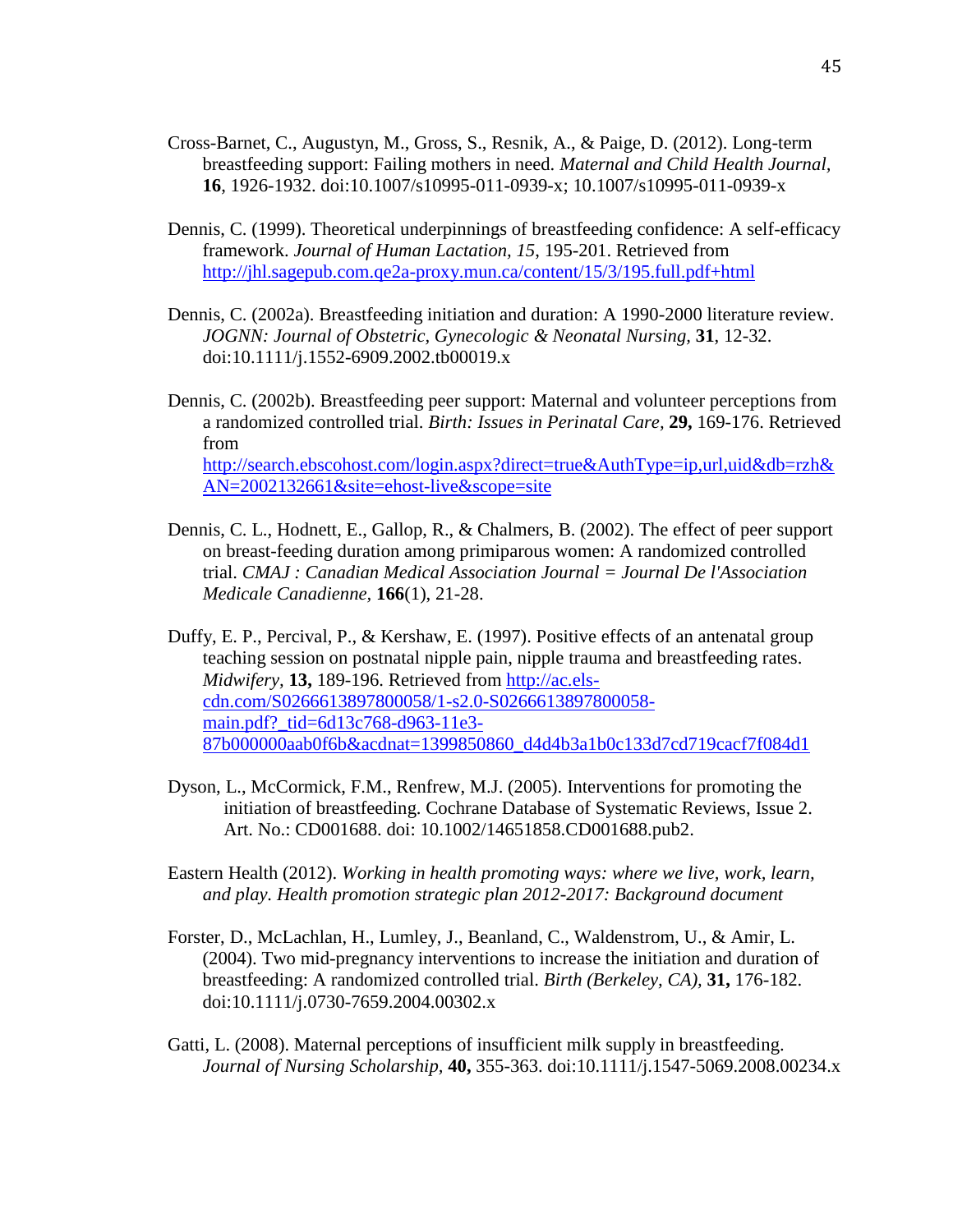Cross-Barnet, C., Augustyn, M., Gross, S., Resnik, A., & Paige, D. (2012). Long-term breastfeeding support: Failing mothers in need. *Maternal and Child Health Journal,* **16**, 1926-1932. doi:10.1007/s10995-011-0939-x; 10.1007/s10995-011-0939-x

Dennis, C. (1999). Theoretical underpinnings of breastfeeding confidence: A self-efficacy framework. *Journal of Human Lactation, 15*, 195-201. Retrieved from http://jhl.sagepub.com.qe2a-proxy.mun.ca/content/15/3/195.full.pdf+html

Dennis, C. (2002a). Breastfeeding initiation and duration: A 1990-2000 literature review. *JOGNN: Journal of Obstetric, Gynecologic & Neonatal Nursing,* **31**, 12-32. doi:10.1111/j.1552-6909.2002.tb00019.x

Dennis, C. (2002b). Breastfeeding peer support: Maternal and volunteer perceptions from a randomized controlled trial. *Birth: Issues in Perinatal Care,* **29,** 169-176. Retrieved from http://search.ebscohost.com/login.aspx?direct=true&AuthType=ip,url,uid&db=rzh&AN=2002132661&site=ehost-live&scope=site

Dennis, C. L., Hodnett, E., Gallop, R., & Chalmers, B. (2002). The effect of peer support on breast-feeding duration among primiparous women: A randomized controlled trial. *CMAJ : Canadian Medical Association Journal = Journal De l'Association Medicale Canadienne,* **166**(1), 21-28.

Duffy, E. P., Percival, P., & Kershaw, E. (1997). Positive effects of an antenatal group teaching session on postnatal nipple pain, nipple trauma and breastfeeding rates. *Midwifery,* **13,** 189-196. Retrieved from http://ac.els-cdn.com/S0266613897800058/1-s2.0-S0266613897800058-main.pdf?_tid=6d13c768-d963-11e3-87b000000aab0f6b&acdnat=1399850860_d4d4b3a1b0c133d7cd719cacf7f084d1

Dyson, L., McCormick, F.M., Renfrew, M.J. (2005). Interventions for promoting the initiation of breastfeeding. Cochrane Database of Systematic Reviews, Issue 2. Art. No.: CD001688. doi: 10.1002/14651858.CD001688.pub2.

Eastern Health (2012). *Working in health promoting ways: where we live, work, learn, and play. Health promotion strategic plan 2012-2017: Background document*

Forster, D., McLachlan, H., Lumley, J., Beanland, C., Waldenstrom, U., & Amir, L. (2004). Two mid-pregnancy interventions to increase the initiation and duration of breastfeeding: A randomized controlled trial. *Birth (Berkeley, CA),* **31,** 176-182. doi:10.1111/j.0730-7659.2004.00302.x

Gatti, L. (2008). Maternal perceptions of insufficient milk supply in breastfeeding. *Journal of Nursing Scholarship,* **40,** 355-363. doi:10.1111/j.1547-5069.2008.00234.x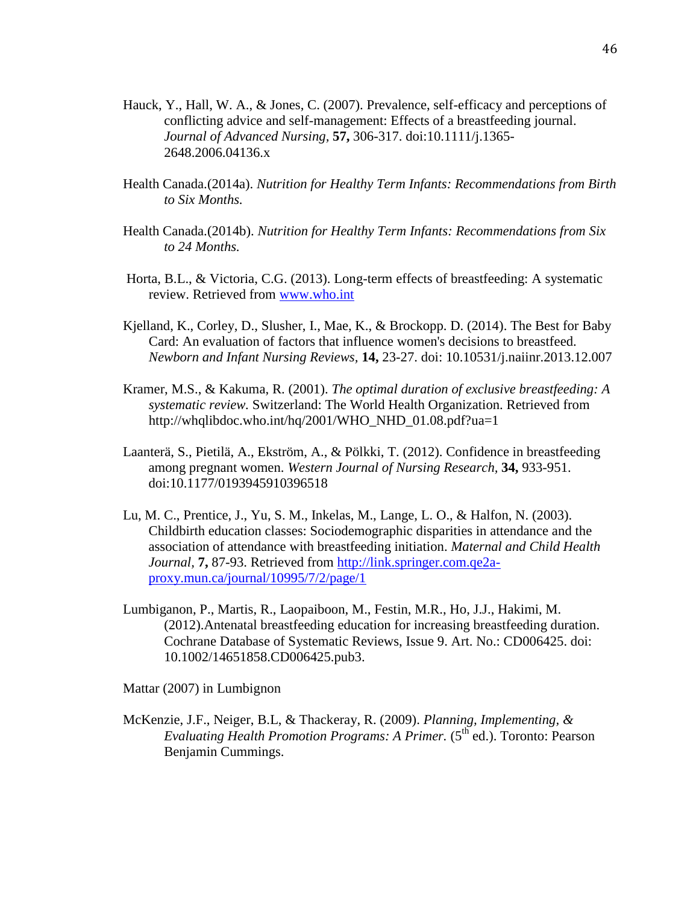Hauck, Y., Hall, W. A., & Jones, C. (2007). Prevalence, self-efficacy and perceptions of conflicting advice and self-management: Effects of a breastfeeding journal. *Journal of Advanced Nursing*, **57,** 306-317. doi:10.1111/j.1365-2648.2006.04136.x

Health Canada.(2014a). *Nutrition for Healthy Term Infants: Recommendations from Birth to Six Months.*

Health Canada.(2014b). *Nutrition for Healthy Term Infants: Recommendations from Six to 24 Months.*

Horta, B.L., & Victoria, C.G. (2013). Long-term effects of breastfeeding: A systematic review. Retrieved from www.who.int

Kjelland, K., Corley, D., Slusher, I., Mae, K., & Brockopp. D. (2014). The Best for Baby Card: An evaluation of factors that influence women's decisions to breastfeed. *Newborn and Infant Nursing Reviews,* **14,** 23-27. doi: 10.10531/j.naiinr.2013.12.007

Kramer, M.S., & Kakuma, R. (2001). *The optimal duration of exclusive breastfeeding: A systematic review.* Switzerland: The World Health Organization. Retrieved from http://whqlibdoc.who.int/hq/2001/WHO_NHD_01.08.pdf?ua=1

Laanterä, S., Pietilä, A., Ekström, A., & Pölkki, T. (2012). Confidence in breastfeeding among pregnant women. *Western Journal of Nursing Research,* **34,** 933-951. doi:10.1177/0193945910396518

Lu, M. C., Prentice, J., Yu, S. M., Inkelas, M., Lange, L. O., & Halfon, N. (2003). Childbirth education classes: Sociodemographic disparities in attendance and the association of attendance with breastfeeding initiation. *Maternal and Child Health Journal*, **7,** 87-93. Retrieved from http://link.springer.com.qe2a-proxy.mun.ca/journal/10995/7/2/page/1

Lumbiganon, P., Martis, R., Laopaiboon, M., Festin, M.R., Ho, J.J., Hakimi, M. (2012).Antenatal breastfeeding education for increasing breastfeeding duration. Cochrane Database of Systematic Reviews, Issue 9. Art. No.: CD006425. doi: 10.1002/14651858.CD006425.pub3.

Mattar (2007) in Lumbignon

McKenzie, J.F., Neiger, B.L, & Thackeray, R. (2009). *Planning, Implementing, & Evaluating Health Promotion Programs: A Primer.* (5th ed.). Toronto: Pearson Benjamin Cummings.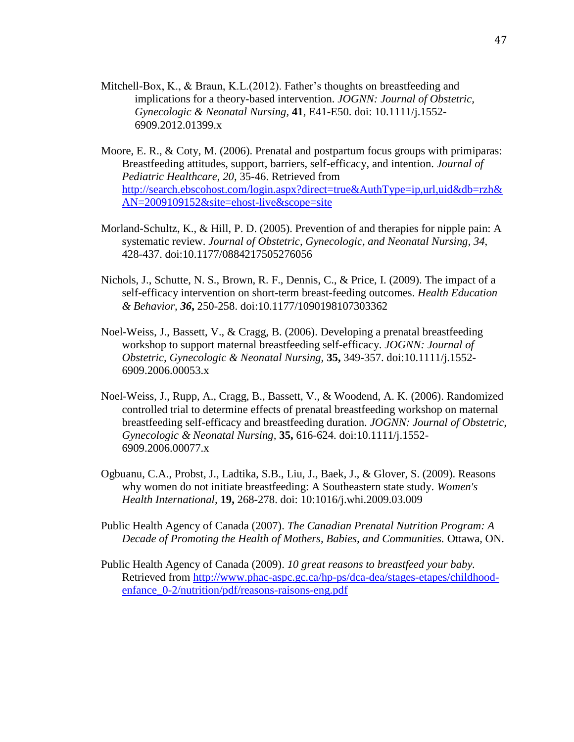Mitchell-Box, K., & Braun, K.L.(2012). Father's thoughts on breastfeeding and implications for a theory-based intervention. *JOGNN: Journal of Obstetric, Gynecologic & Neonatal Nursing,* **41**, E41-E50. doi: 10.1111/j.1552-6909.2012.01399.x

Moore, E. R., & Coty, M. (2006). Prenatal and postpartum focus groups with primiparas: Breastfeeding attitudes, support, barriers, self-efficacy, and intention. *Journal of Pediatric Healthcare, 20*, 35-46. Retrieved from http://search.ebscohost.com/login.aspx?direct=true&AuthType=ip,url,uid&db=rzh&AN=2009109152&site=ehost-live&scope=site

Morland-Schultz, K., & Hill, P. D. (2005). Prevention of and therapies for nipple pain: A systematic review. *Journal of Obstetric, Gynecologic, and Neonatal Nursing, 34*, 428-437. doi:10.1177/0884217505276056

Nichols, J., Schutte, N. S., Brown, R. F., Dennis, C., & Price, I. (2009). The impact of a self-efficacy intervention on short-term breast-feeding outcomes. *Health Education & Behavior,* ***36*****,** 250-258. doi:10.1177/1090198107303362

Noel-Weiss, J., Bassett, V., & Cragg, B. (2006). Developing a prenatal breastfeeding workshop to support maternal breastfeeding self-efficacy. *JOGNN: Journal of Obstetric, Gynecologic & Neonatal Nursing,* **35,** 349-357. doi:10.1111/j.1552-6909.2006.00053.x

Noel-Weiss, J., Rupp, A., Cragg, B., Bassett, V., & Woodend, A. K. (2006). Randomized controlled trial to determine effects of prenatal breastfeeding workshop on maternal breastfeeding self-efficacy and breastfeeding duration. *JOGNN: Journal of Obstetric, Gynecologic & Neonatal Nursing,* **35,** 616-624. doi:10.1111/j.1552-6909.2006.00077.x

Ogbuanu, C.A., Probst, J., Ladtika, S.B., Liu, J., Baek, J., & Glover, S. (2009). Reasons why women do not initiate breastfeeding: A Southeastern state study. *Women's Health International,* **19,** 268-278. doi: 10:1016/j.whi.2009.03.009

Public Health Agency of Canada (2007). *The Canadian Prenatal Nutrition Program: A Decade of Promoting the Health of Mothers, Babies, and Communities.* Ottawa, ON.

Public Health Agency of Canada (2009). *10 great reasons to breastfeed your baby.* Retrieved from http://www.phac-aspc.gc.ca/hp-ps/dca-dea/stages-etapes/childhood-enfance_0-2/nutrition/pdf/reasons-raisons-eng.pdf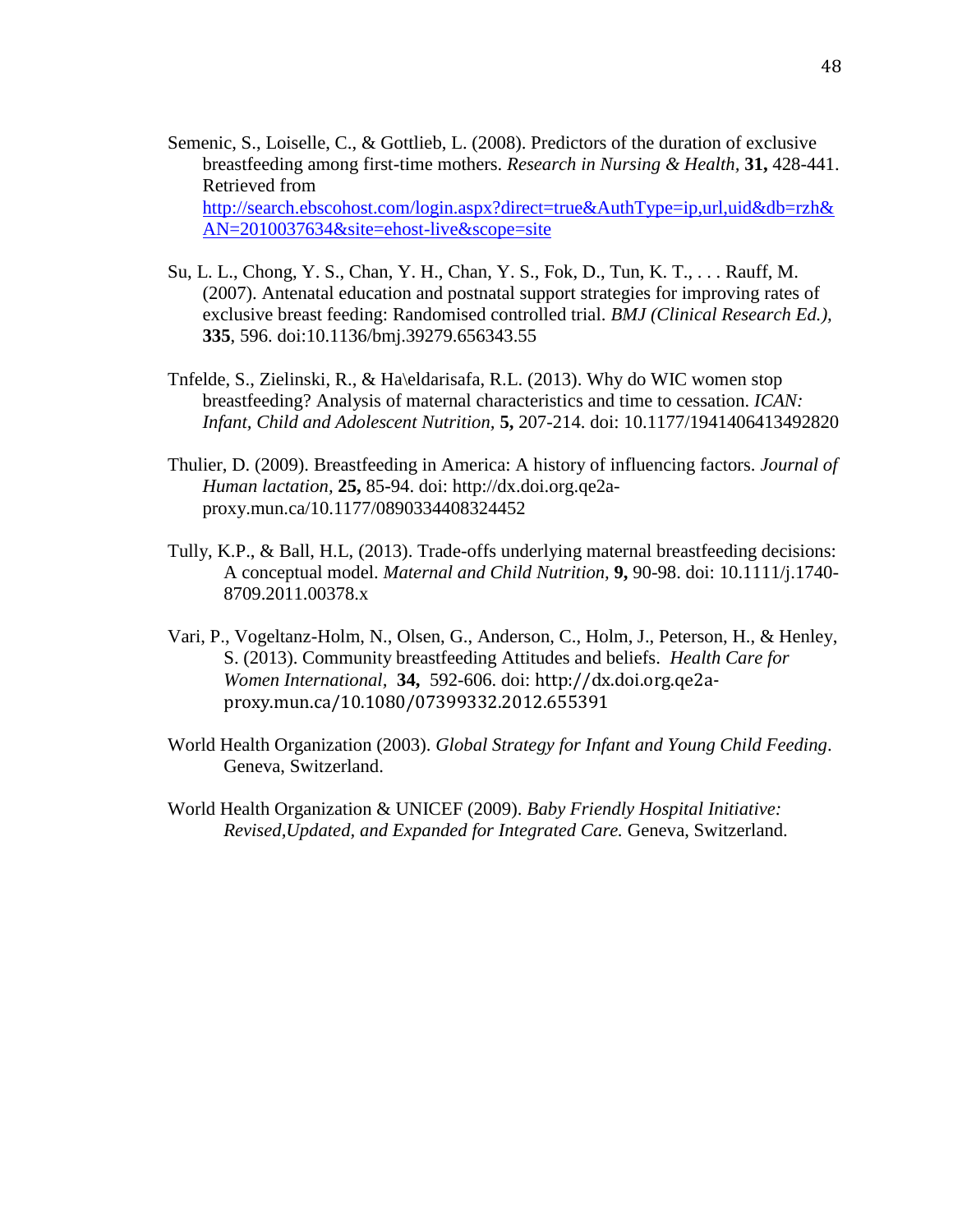Semenic, S., Loiselle, C., & Gottlieb, L. (2008). Predictors of the duration of exclusive breastfeeding among first-time mothers. *Research in Nursing & Health,* **31,** 428-441. Retrieved from http://search.ebscohost.com/login.aspx?direct=true&AuthType=ip,url,uid&db=rzh&AN=2010037634&site=ehost-live&scope=site

Su, L. L., Chong, Y. S., Chan, Y. H., Chan, Y. S., Fok, D., Tun, K. T., . . . Rauff, M. (2007). Antenatal education and postnatal support strategies for improving rates of exclusive breast feeding: Randomised controlled trial. *BMJ (Clinical Research Ed.),* **335**, 596. doi:10.1136/bmj.39279.656343.55

Tnfelde, S., Zielinski, R., & Ha\eldarisafa, R.L. (2013). Why do WIC women stop breastfeeding? Analysis of maternal characteristics and time to cessation. *ICAN: Infant, Child and Adolescent Nutrition,* **5,** 207-214. doi: 10.1177/1941406413492820

Thulier, D. (2009). Breastfeeding in America: A history of influencing factors. *Journal of Human lactation,* **25,** 85-94. doi: http://dx.doi.org.qe2a-proxy.mun.ca/10.1177/0890334408324452

Tully, K.P., & Ball, H.L, (2013). Trade-offs underlying maternal breastfeeding decisions: A conceptual model. *Maternal and Child Nutrition,* **9,** 90-98. doi: 10.1111/j.1740-8709.2011.00378.x

Vari, P., Vogeltanz-Holm, N., Olsen, G., Anderson, C., Holm, J., Peterson, H., & Henley, S. (2013). Community breastfeeding Attitudes and beliefs. *Health Care for Women International,* **34,** 592-606. doi: http://dx.doi.org.qe2a-proxy.mun.ca/10.1080/07399332.2012.655391

World Health Organization (2003). *Global Strategy for Infant and Young Child Feeding*. Geneva, Switzerland.

World Health Organization & UNICEF (2009). *Baby Friendly Hospital Initiative: Revised,Updated, and Expanded for Integrated Care.* Geneva, Switzerland.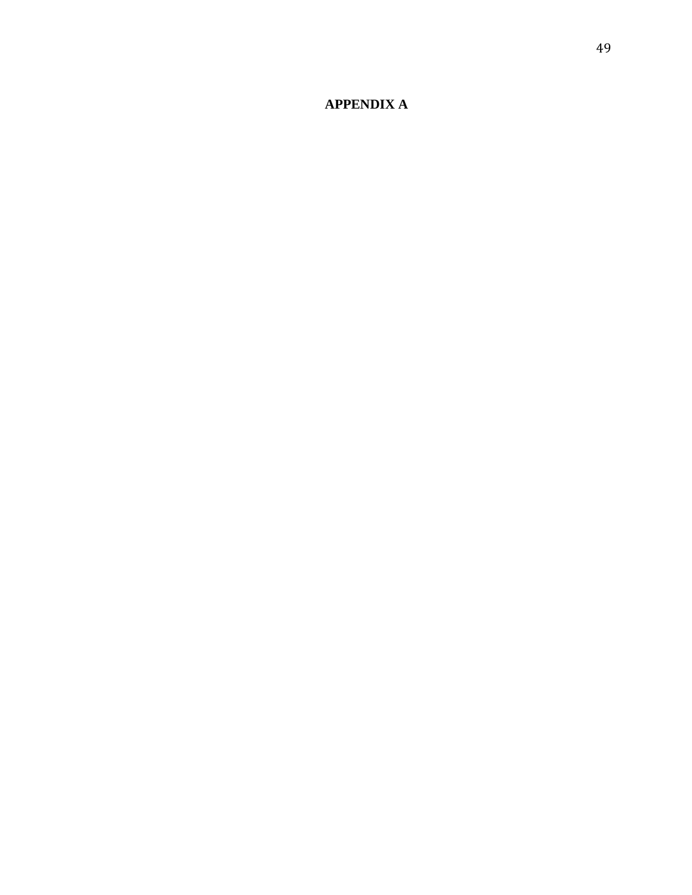# APPENDIX A